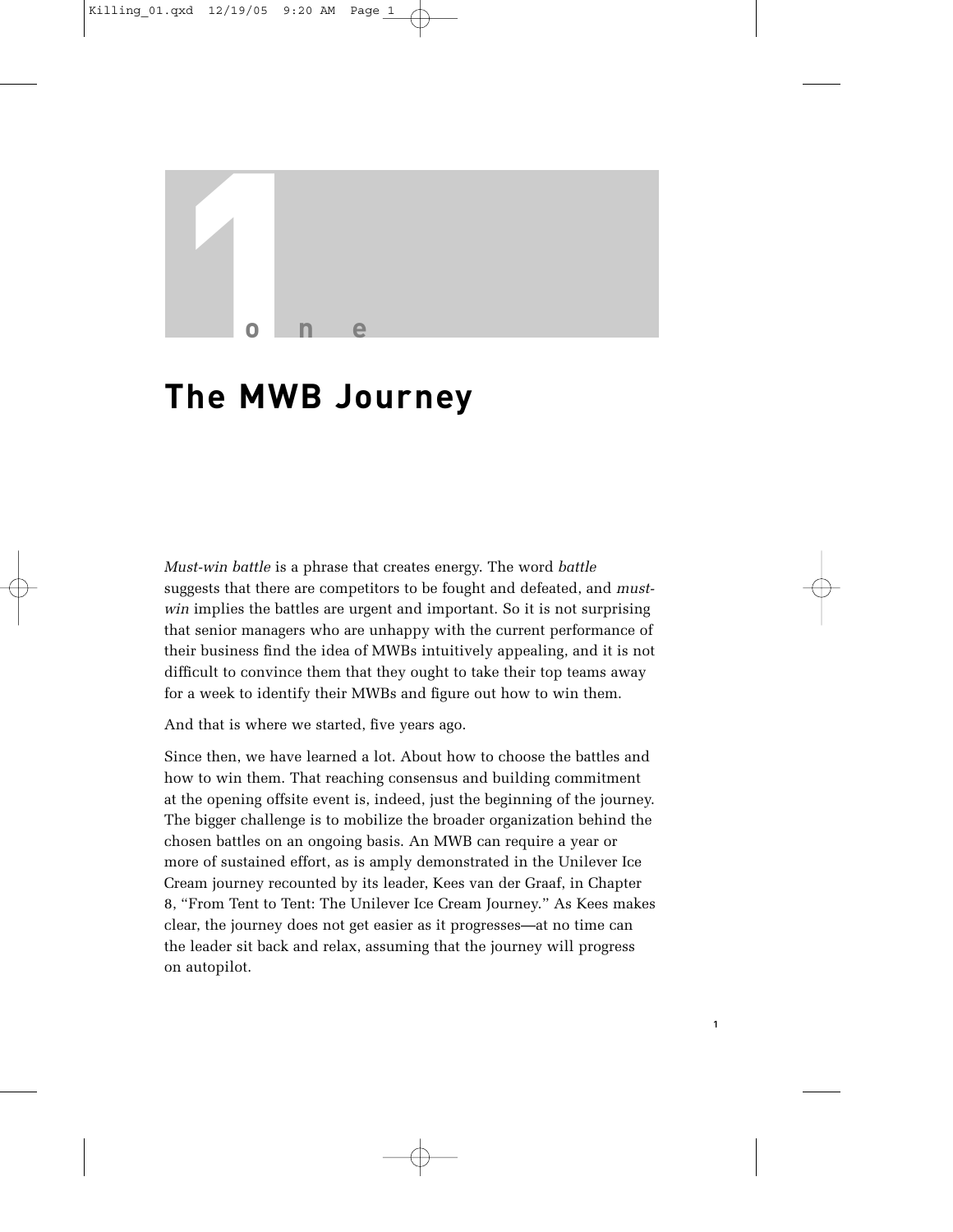# 1 one

# The MWB Journey

*Must-win battle* is a phrase that creates energy. The word *battle* suggests that there are competitors to be fought and defeated, and *must-win* implies the battles are urgent and important. So it is not surprising that senior managers who are unhappy with the current performance of their business find the idea of MWBs intuitively appealing, and it is not difficult to convince them that they ought to take their top teams away for a week to identify their MWBs and figure out how to win them.

And that is where we started, five years ago.

Since then, we have learned a lot. About how to choose the battles and how to win them. That reaching consensus and building commitment at the opening offsite event is, indeed, just the beginning of the journey. The bigger challenge is to mobilize the broader organization behind the chosen battles on an ongoing basis. An MWB can require a year or more of sustained effort, as is amply demonstrated in the Unilever Ice Cream journey recounted by its leader, Kees van der Graaf, in Chapter 8, "From Tent to Tent: The Unilever Ice Cream Journey." As Kees makes clear, the journey does not get easier as it progresses—at no time can the leader sit back and relax, assuming that the journey will progress on autopilot.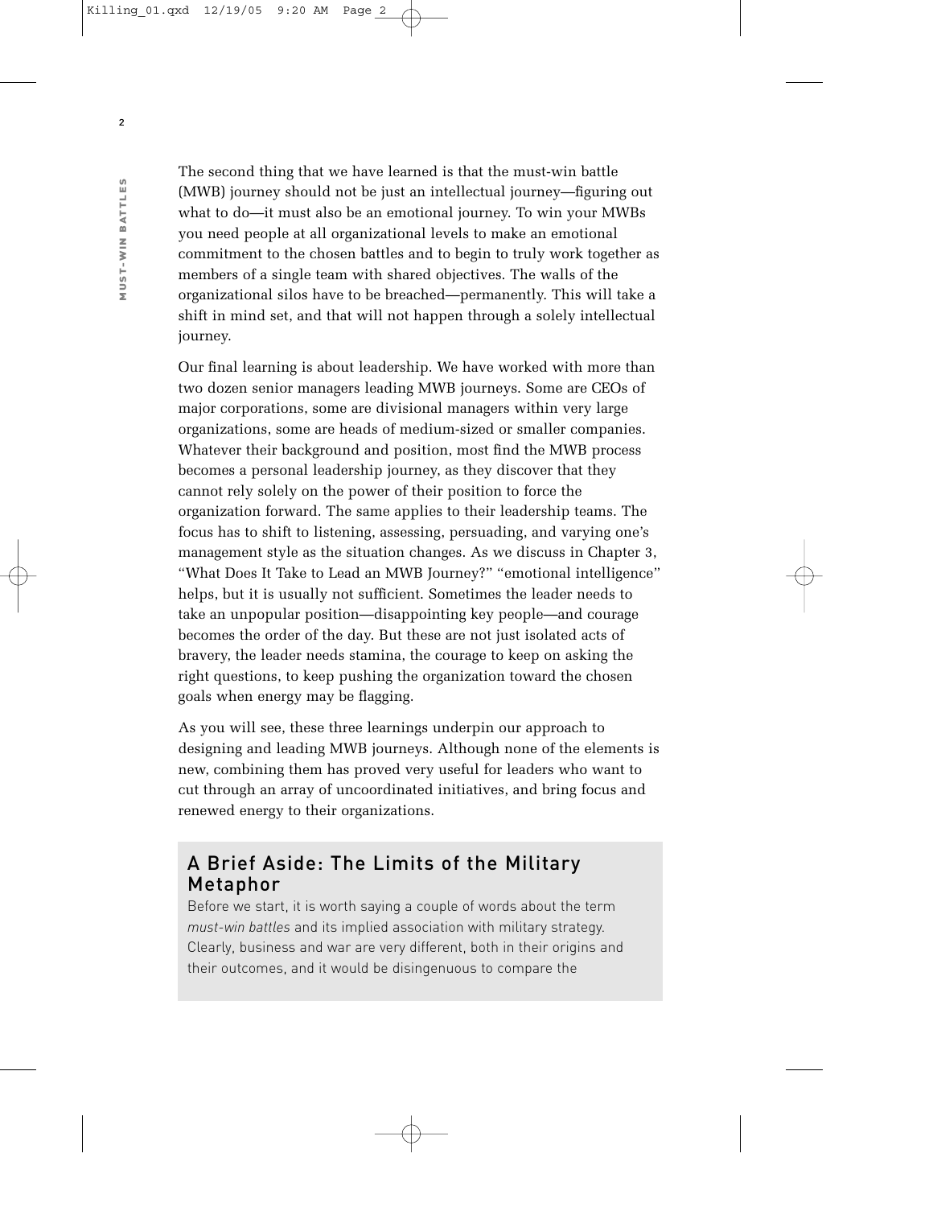The second thing that we have learned is that the must-win battle (MWB) journey should not be just an intellectual journey—figuring out what to do—it must also be an emotional journey. To win your MWBs you need people at all organizational levels to make an emotional commitment to the chosen battles and to begin to truly work together as members of a single team with shared objectives. The walls of the organizational silos have to be breached—permanently. This will take a shift in mind set, and that will not happen through a solely intellectual journey.

Our final learning is about leadership. We have worked with more than two dozen senior managers leading MWB journeys. Some are CEOs of major corporations, some are divisional managers within very large organizations, some are heads of medium-sized or smaller companies. Whatever their background and position, most find the MWB process becomes a personal leadership journey, as they discover that they cannot rely solely on the power of their position to force the organization forward. The same applies to their leadership teams. The focus has to shift to listening, assessing, persuading, and varying one's management style as the situation changes. As we discuss in Chapter 3, "What Does It Take to Lead an MWB Journey?" "emotional intelligence" helps, but it is usually not sufficient. Sometimes the leader needs to take an unpopular position—disappointing key people—and courage becomes the order of the day. But these are not just isolated acts of bravery, the leader needs stamina, the courage to keep on asking the right questions, to keep pushing the organization toward the chosen goals when energy may be flagging.

As you will see, these three learnings underpin our approach to designing and leading MWB journeys. Although none of the elements is new, combining them has proved very useful for leaders who want to cut through an array of uncoordinated initiatives, and bring focus and renewed energy to their organizations.

## A Brief Aside: The Limits of the Military Metaphor

Before we start, it is worth saying a couple of words about the term *must-win battles* and its implied association with military strategy. Clearly, business and war are very different, both in their origins and their outcomes, and it would be disingenuous to compare the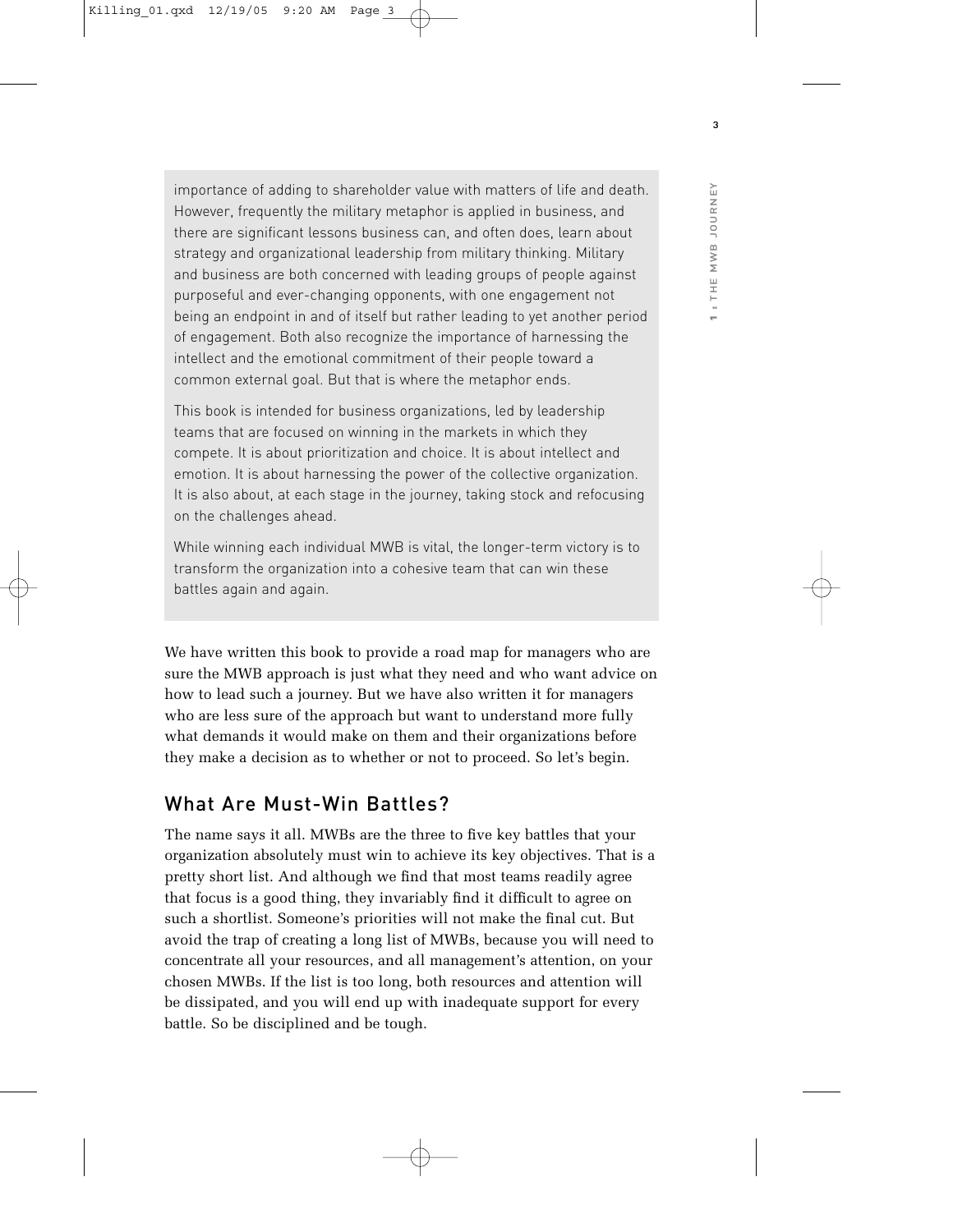importance of adding to shareholder value with matters of life and death. However, frequently the military metaphor is applied in business, and there are significant lessons business can, and often does, learn about strategy and organizational leadership from military thinking. Military and business are both concerned with leading groups of people against purposeful and ever-changing opponents, with one engagement not being an endpoint in and of itself but rather leading to yet another period of engagement. Both also recognize the importance of harnessing the intellect and the emotional commitment of their people toward a common external goal. But that is where the metaphor ends.

This book is intended for business organizations, led by leadership teams that are focused on winning in the markets in which they compete. It is about prioritization and choice. It is about intellect and emotion. It is about harnessing the power of the collective organization. It is also about, at each stage in the journey, taking stock and refocusing on the challenges ahead.

While winning each individual MWB is vital, the longer-term victory is to transform the organization into a cohesive team that can win these battles again and again.

We have written this book to provide a road map for managers who are sure the MWB approach is just what they need and who want advice on how to lead such a journey. But we have also written it for managers who are less sure of the approach but want to understand more fully what demands it would make on them and their organizations before they make a decision as to whether or not to proceed. So let's begin.

## What Are Must-Win Battles?

The name says it all. MWBs are the three to five key battles that your organization absolutely must win to achieve its key objectives. That is a pretty short list. And although we find that most teams readily agree that focus is a good thing, they invariably find it difficult to agree on such a shortlist. Someone's priorities will not make the final cut. But avoid the trap of creating a long list of MWBs, because you will need to concentrate all your resources, and all management's attention, on your chosen MWBs. If the list is too long, both resources and attention will be dissipated, and you will end up with inadequate support for every battle. So be disciplined and be tough.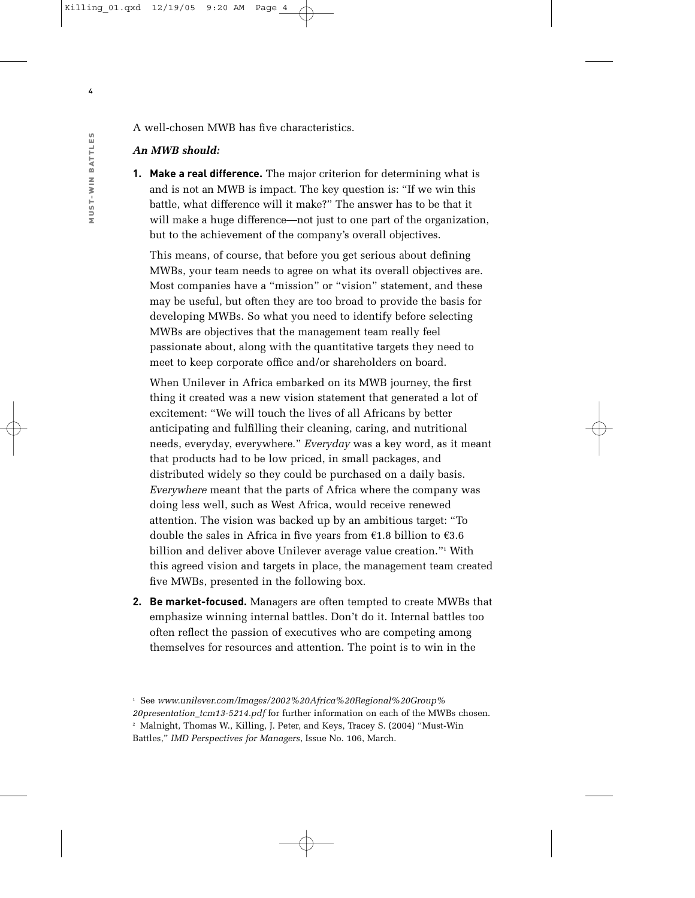A well-chosen MWB has five characteristics.

***An MWB should:***

1. **Make a real difference.** The major criterion for determining what is and is not an MWB is impact. The key question is: "If we win this battle, what difference will it make?" The answer has to be that it will make a huge difference—not just to one part of the organization, but to the achievement of the company's overall objectives.

   This means, of course, that before you get serious about defining MWBs, your team needs to agree on what its overall objectives are. Most companies have a "mission" or "vision" statement, and these may be useful, but often they are too broad to provide the basis for developing MWBs. So what you need to identify before selecting MWBs are objectives that the management team really feel passionate about, along with the quantitative targets they need to meet to keep corporate office and/or shareholders on board.

   When Unilever in Africa embarked on its MWB journey, the first thing it created was a new vision statement that generated a lot of excitement: "We will touch the lives of all Africans by better anticipating and fulfilling their cleaning, caring, and nutritional needs, everyday, everywhere." *Everyday* was a key word, as it meant that products had to be low priced, in small packages, and distributed widely so they could be purchased on a daily basis. *Everywhere* meant that the parts of Africa where the company was doing less well, such as West Africa, would receive renewed attention. The vision was backed up by an ambitious target: "To double the sales in Africa in five years from €1.8 billion to €3.6 billion and deliver above Unilever average value creation."[1] With this agreed vision and targets in place, the management team created five MWBs, presented in the following box.

2. **Be market-focused.** Managers are often tempted to create MWBs that emphasize winning internal battles. Don't do it. Internal battles too often reflect the passion of executives who are competing among themselves for resources and attention. The point is to win in the

---

[1] See *www.unilever.com/Images/2002%20Africa%20Regional%20Group%20presentation_tcm13-5214.pdf* for further information on each of the MWBs chosen.

[2] Malnight, Thomas W., Killing, J. Peter, and Keys, Tracey S. (2004) "Must-Win Battles," *IMD Perspectives for Managers*, Issue No. 106, March.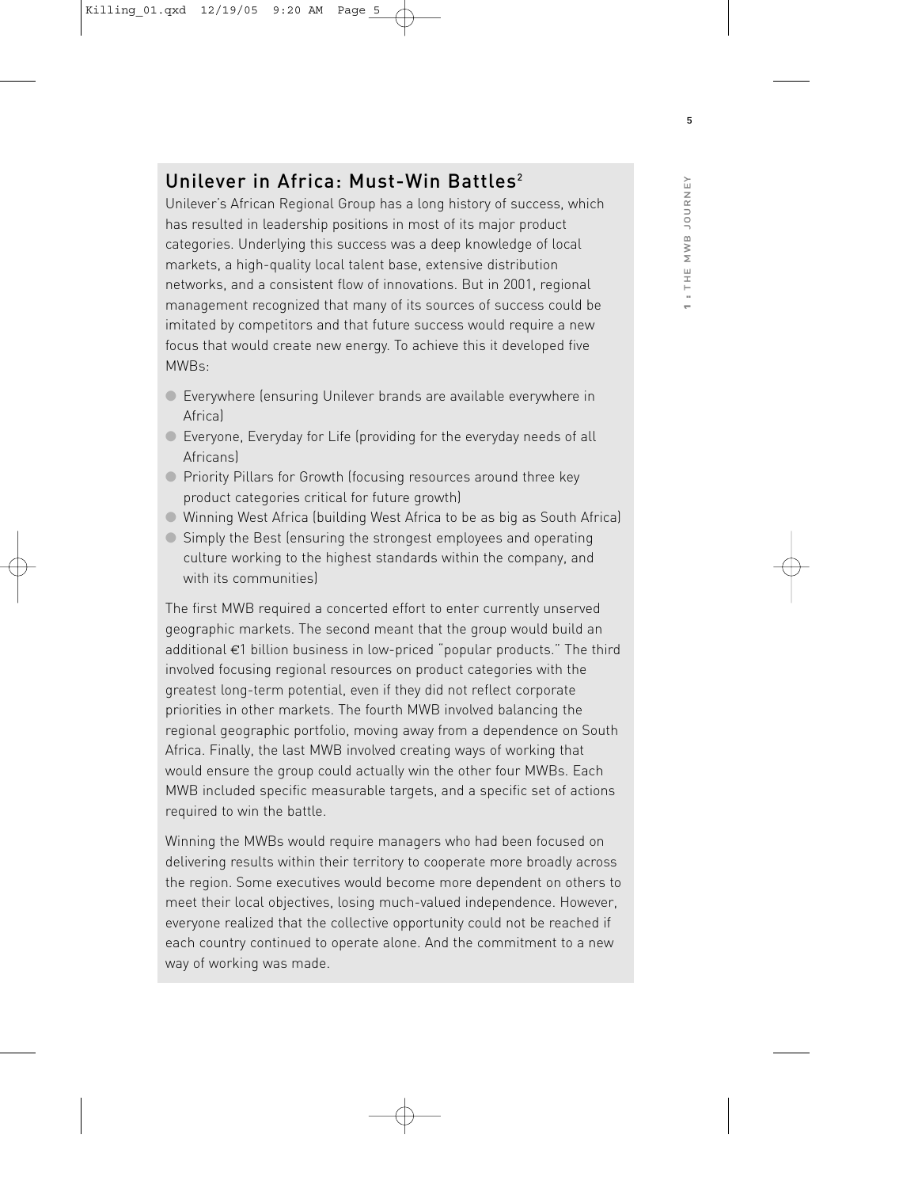## Unilever in Africa: Must-Win Battles[2]

Unilever's African Regional Group has a long history of success, which has resulted in leadership positions in most of its major product categories. Underlying this success was a deep knowledge of local markets, a high-quality local talent base, extensive distribution networks, and a consistent flow of innovations. But in 2001, regional management recognized that many of its sources of success could be imitated by competitors and that future success would require a new focus that would create new energy. To achieve this it developed five MWBs:

- Everywhere (ensuring Unilever brands are available everywhere in Africa)
- Everyone, Everyday for Life (providing for the everyday needs of all Africans)
- Priority Pillars for Growth (focusing resources around three key product categories critical for future growth)
- Winning West Africa (building West Africa to be as big as South Africa)
- Simply the Best (ensuring the strongest employees and operating culture working to the highest standards within the company, and with its communities)

The first MWB required a concerted effort to enter currently unserved geographic markets. The second meant that the group would build an additional €1 billion business in low-priced "popular products." The third involved focusing regional resources on product categories with the greatest long-term potential, even if they did not reflect corporate priorities in other markets. The fourth MWB involved balancing the regional geographic portfolio, moving away from a dependence on South Africa. Finally, the last MWB involved creating ways of working that would ensure the group could actually win the other four MWBs. Each MWB included specific measurable targets, and a specific set of actions required to win the battle.

Winning the MWBs would require managers who had been focused on delivering results within their territory to cooperate more broadly across the region. Some executives would become more dependent on others to meet their local objectives, losing much-valued independence. However, everyone realized that the collective opportunity could not be reached if each country continued to operate alone. And the commitment to a new way of working was made.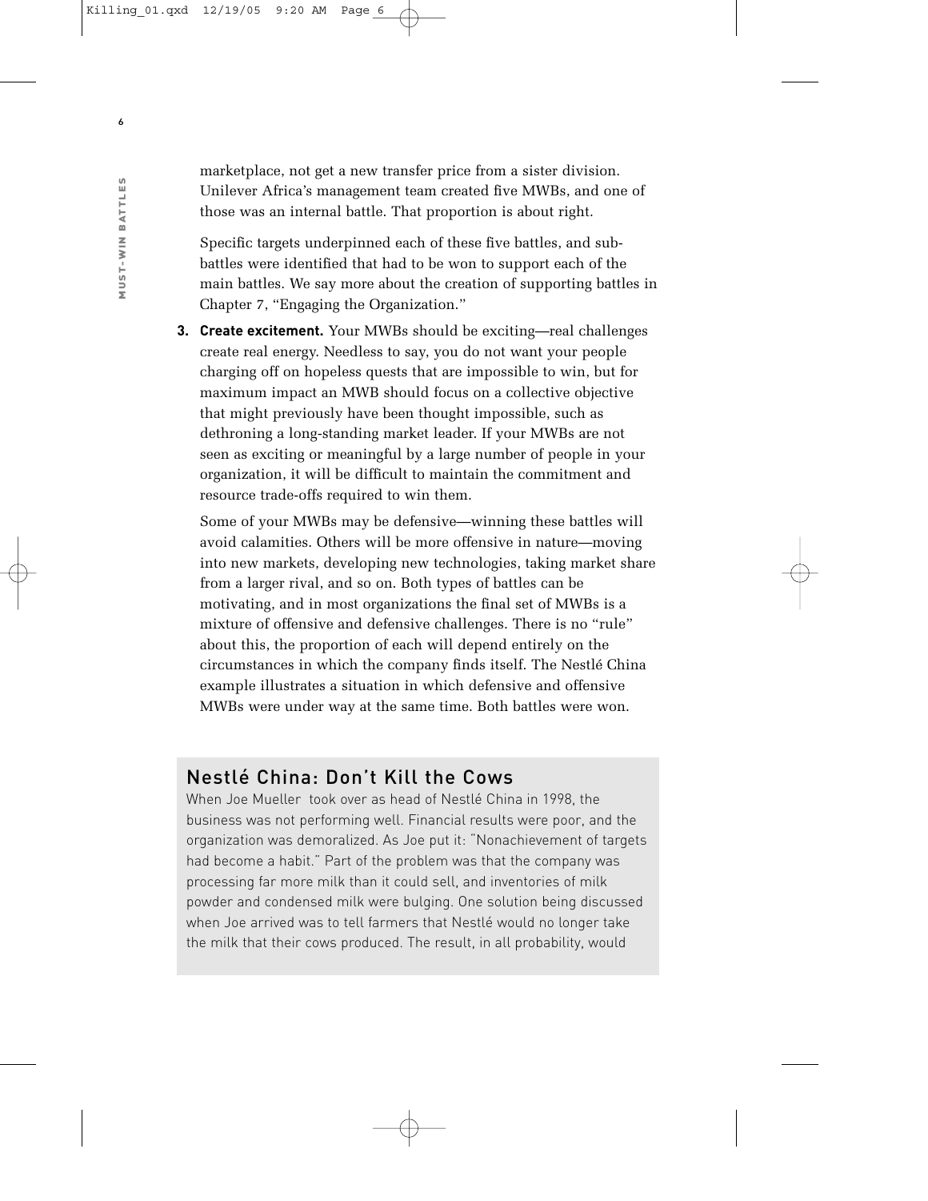marketplace, not get a new transfer price from a sister division. Unilever Africa's management team created five MWBs, and one of those was an internal battle. That proportion is about right.

Specific targets underpinned each of these five battles, and sub-battles were identified that had to be won to support each of the main battles. We say more about the creation of supporting battles in Chapter 7, "Engaging the Organization."

3. **Create excitement.** Your MWBs should be exciting—real challenges create real energy. Needless to say, you do not want your people charging off on hopeless quests that are impossible to win, but for maximum impact an MWB should focus on a collective objective that might previously have been thought impossible, such as dethroning a long-standing market leader. If your MWBs are not seen as exciting or meaningful by a large number of people in your organization, it will be difficult to maintain the commitment and resource trade-offs required to win them.

   Some of your MWBs may be defensive—winning these battles will avoid calamities. Others will be more offensive in nature—moving into new markets, developing new technologies, taking market share from a larger rival, and so on. Both types of battles can be motivating, and in most organizations the final set of MWBs is a mixture of offensive and defensive challenges. There is no "rule" about this, the proportion of each will depend entirely on the circumstances in which the company finds itself. The Nestlé China example illustrates a situation in which defensive and offensive MWBs were under way at the same time. Both battles were won.

## Nestlé China: Don't Kill the Cows

When Joe Mueller took over as head of Nestlé China in 1998, the business was not performing well. Financial results were poor, and the organization was demoralized. As Joe put it: "Nonachievement of targets had become a habit." Part of the problem was that the company was processing far more milk than it could sell, and inventories of milk powder and condensed milk were bulging. One solution being discussed when Joe arrived was to tell farmers that Nestlé would no longer take the milk that their cows produced. The result, in all probability, would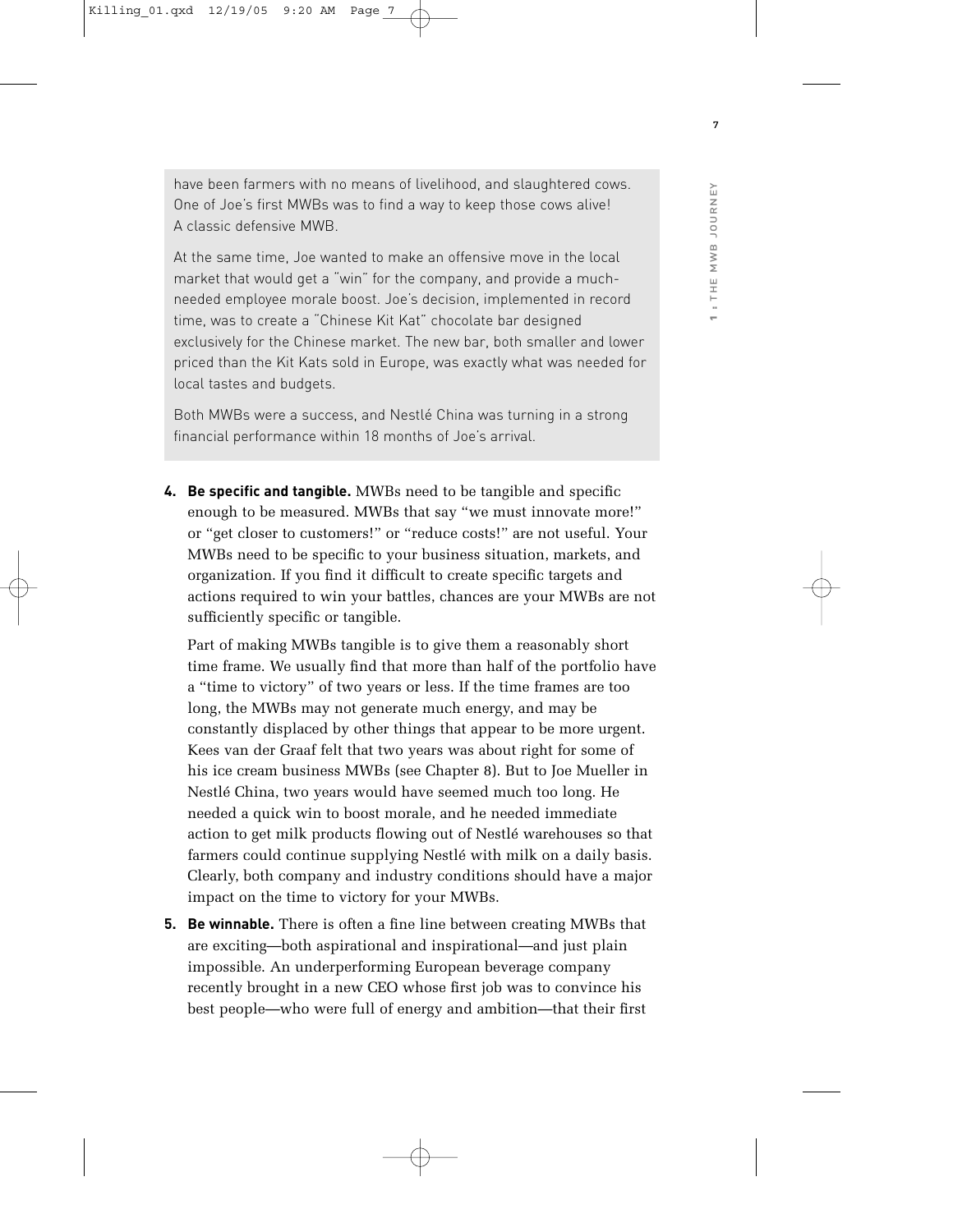have been farmers with no means of livelihood, and slaughtered cows. One of Joe's first MWBs was to find a way to keep those cows alive! A classic defensive MWB.

At the same time, Joe wanted to make an offensive move in the local market that would get a "win" for the company, and provide a much-needed employee morale boost. Joe's decision, implemented in record time, was to create a "Chinese Kit Kat" chocolate bar designed exclusively for the Chinese market. The new bar, both smaller and lower priced than the Kit Kats sold in Europe, was exactly what was needed for local tastes and budgets.

Both MWBs were a success, and Nestlé China was turning in a strong financial performance within 18 months of Joe's arrival.

4. **Be specific and tangible.** MWBs need to be tangible and specific enough to be measured. MWBs that say "we must innovate more!" or "get closer to customers!" or "reduce costs!" are not useful. Your MWBs need to be specific to your business situation, markets, and organization. If you find it difficult to create specific targets and actions required to win your battles, chances are your MWBs are not sufficiently specific or tangible.

   Part of making MWBs tangible is to give them a reasonably short time frame. We usually find that more than half of the portfolio have a "time to victory" of two years or less. If the time frames are too long, the MWBs may not generate much energy, and may be constantly displaced by other things that appear to be more urgent. Kees van der Graaf felt that two years was about right for some of his ice cream business MWBs (see Chapter 8). But to Joe Mueller in Nestlé China, two years would have seemed much too long. He needed a quick win to boost morale, and he needed immediate action to get milk products flowing out of Nestlé warehouses so that farmers could continue supplying Nestlé with milk on a daily basis. Clearly, both company and industry conditions should have a major impact on the time to victory for your MWBs.

5. **Be winnable.** There is often a fine line between creating MWBs that are exciting—both aspirational and inspirational—and just plain impossible. An underperforming European beverage company recently brought in a new CEO whose first job was to convince his best people—who were full of energy and ambition—that their first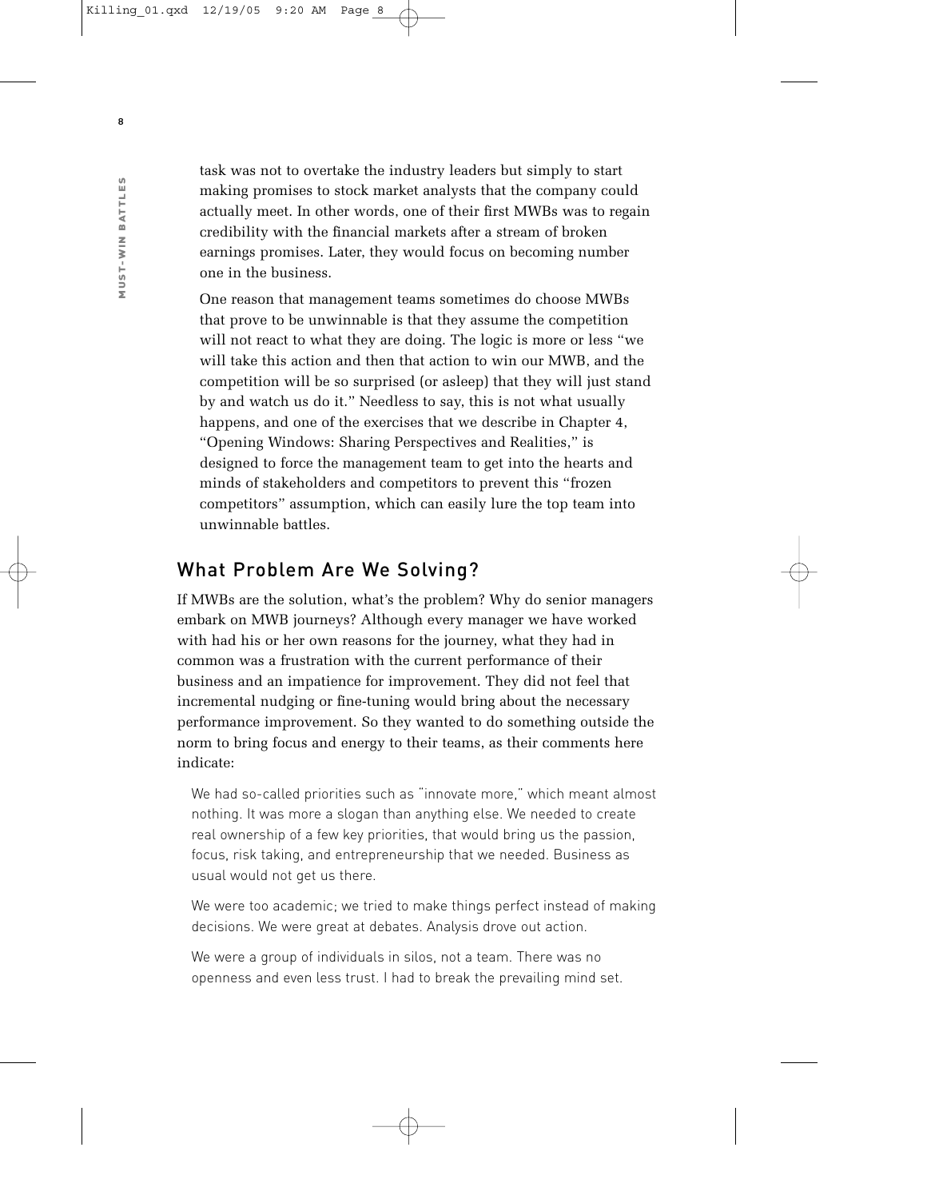task was not to overtake the industry leaders but simply to start making promises to stock market analysts that the company could actually meet. In other words, one of their first MWBs was to regain credibility with the financial markets after a stream of broken earnings promises. Later, they would focus on becoming number one in the business.

One reason that management teams sometimes do choose MWBs that prove to be unwinnable is that they assume the competition will not react to what they are doing. The logic is more or less "we will take this action and then that action to win our MWB, and the competition will be so surprised (or asleep) that they will just stand by and watch us do it." Needless to say, this is not what usually happens, and one of the exercises that we describe in Chapter 4, "Opening Windows: Sharing Perspectives and Realities," is designed to force the management team to get into the hearts and minds of stakeholders and competitors to prevent this "frozen competitors" assumption, which can easily lure the top team into unwinnable battles.

## What Problem Are We Solving?

If MWBs are the solution, what's the problem? Why do senior managers embark on MWB journeys? Although every manager we have worked with had his or her own reasons for the journey, what they had in common was a frustration with the current performance of their business and an impatience for improvement. They did not feel that incremental nudging or fine-tuning would bring about the necessary performance improvement. So they wanted to do something outside the norm to bring focus and energy to their teams, as their comments here indicate:

> We had so-called priorities such as "innovate more," which meant almost nothing. It was more a slogan than anything else. We needed to create real ownership of a few key priorities, that would bring us the passion, focus, risk taking, and entrepreneurship that we needed. Business as usual would not get us there.

> We were too academic; we tried to make things perfect instead of making decisions. We were great at debates. Analysis drove out action.

> We were a group of individuals in silos, not a team. There was no openness and even less trust. I had to break the prevailing mind set.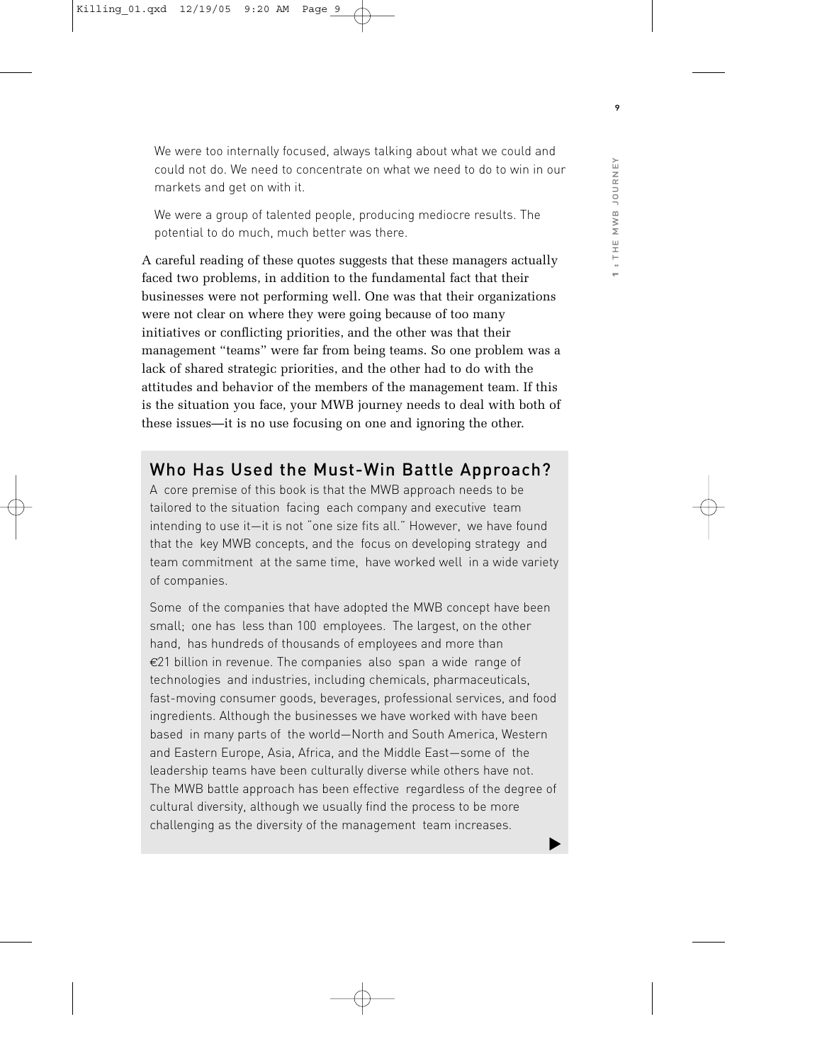> We were too internally focused, always talking about what we could and could not do. We need to concentrate on what we need to do to win in our markets and get on with it.

> We were a group of talented people, producing mediocre results. The potential to do much, much better was there.

A careful reading of these quotes suggests that these managers actually faced two problems, in addition to the fundamental fact that their businesses were not performing well. One was that their organizations were not clear on where they were going because of too many initiatives or conflicting priorities, and the other was that their management "teams" were far from being teams. So one problem was a lack of shared strategic priorities, and the other had to do with the attitudes and behavior of the members of the management team. If this is the situation you face, your MWB journey needs to deal with both of these issues—it is no use focusing on one and ignoring the other.

## Who Has Used the Must-Win Battle Approach?

A core premise of this book is that the MWB approach needs to be tailored to the situation facing each company and executive team intending to use it—it is not "one size fits all." However, we have found that the key MWB concepts, and the focus on developing strategy and team commitment at the same time, have worked well in a wide variety of companies.

Some of the companies that have adopted the MWB concept have been small; one has less than 100 employees. The largest, on the other hand, has hundreds of thousands of employees and more than €21 billion in revenue. The companies also span a wide range of technologies and industries, including chemicals, pharmaceuticals, fast-moving consumer goods, beverages, professional services, and food ingredients. Although the businesses we have worked with have been based in many parts of the world—North and South America, Western and Eastern Europe, Asia, Africa, and the Middle East—some of the leadership teams have been culturally diverse while others have not. The MWB battle approach has been effective regardless of the degree of cultural diversity, although we usually find the process to be more challenging as the diversity of the management team increases.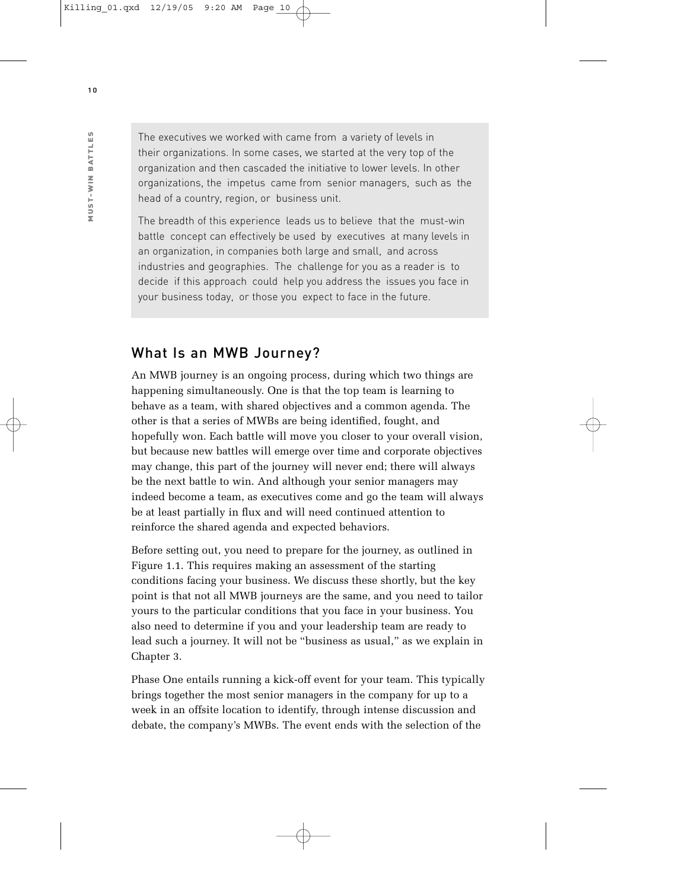The executives we worked with came from a variety of levels in their organizations. In some cases, we started at the very top of the organization and then cascaded the initiative to lower levels. In other organizations, the impetus came from senior managers, such as the head of a country, region, or business unit.

The breadth of this experience leads us to believe that the must-win battle concept can effectively be used by executives at many levels in an organization, in companies both large and small, and across industries and geographies. The challenge for you as a reader is to decide if this approach could help you address the issues you face in your business today, or those you expect to face in the future.

## What Is an MWB Journey?

An MWB journey is an ongoing process, during which two things are happening simultaneously. One is that the top team is learning to behave as a team, with shared objectives and a common agenda. The other is that a series of MWBs are being identified, fought, and hopefully won. Each battle will move you closer to your overall vision, but because new battles will emerge over time and corporate objectives may change, this part of the journey will never end; there will always be the next battle to win. And although your senior managers may indeed become a team, as executives come and go the team will always be at least partially in flux and will need continued attention to reinforce the shared agenda and expected behaviors.

Before setting out, you need to prepare for the journey, as outlined in Figure 1.1. This requires making an assessment of the starting conditions facing your business. We discuss these shortly, but the key point is that not all MWB journeys are the same, and you need to tailor yours to the particular conditions that you face in your business. You also need to determine if you and your leadership team are ready to lead such a journey. It will not be "business as usual," as we explain in Chapter 3.

Phase One entails running a kick-off event for your team. This typically brings together the most senior managers in the company for up to a week in an offsite location to identify, through intense discussion and debate, the company's MWBs. The event ends with the selection of the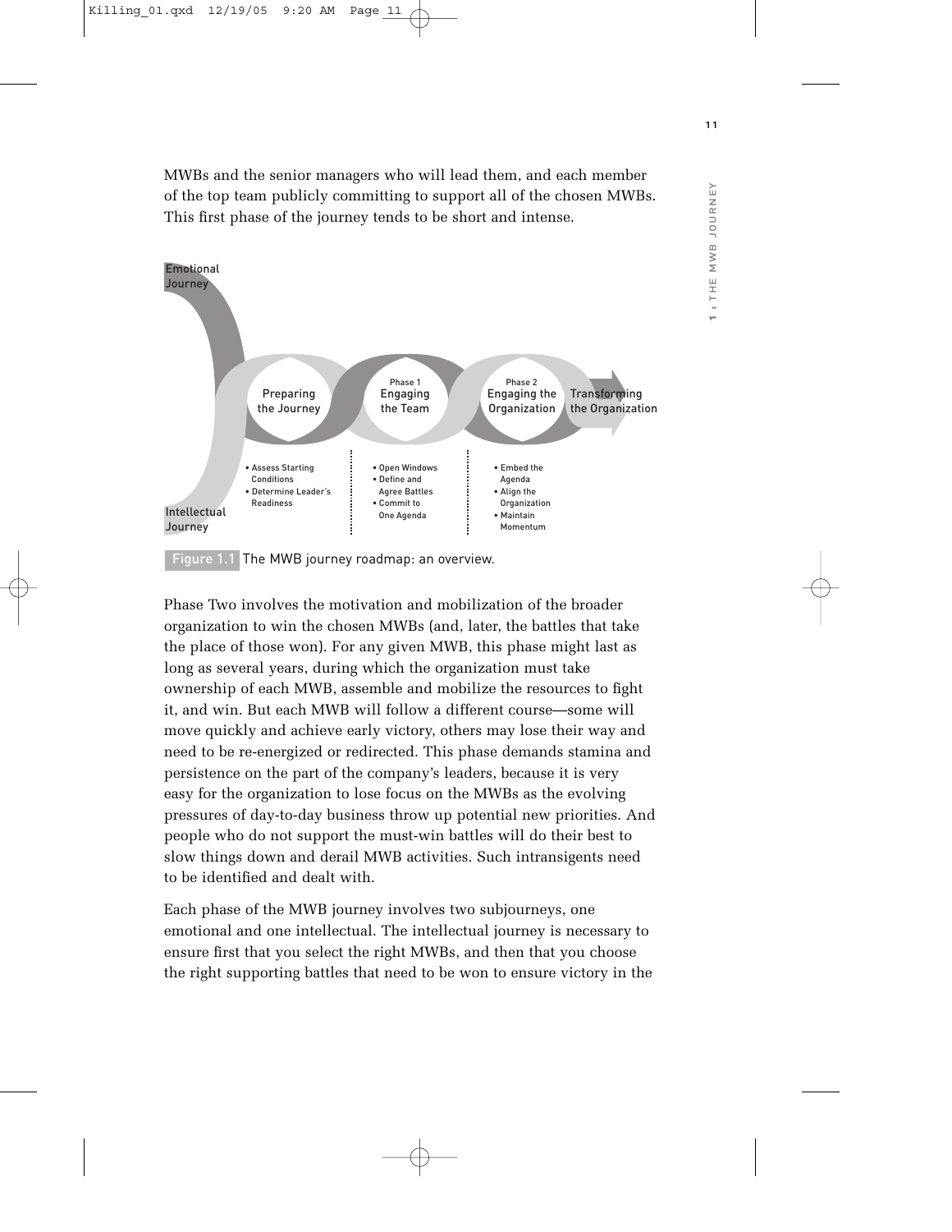MWBs and the senior managers who will lead them, and each member of the top team publicly committing to support all of the chosen MWBs. This first phase of the journey tends to be short and intense.

Emotional Journey

Preparing the Journey — Phase 1 Engaging the Team — Phase 2 Engaging the Organization — Transforming the Organization

- Assess Starting Conditions
- Determine Leader's Readiness

- Open Windows
- Define and Agree Battles
- Commit to One Agenda

- Embed the Agenda
- Align the Organization
- Maintain Momentum

Intellectual Journey

Figure 1.1 The MWB journey roadmap: an overview.

Phase Two involves the motivation and mobilization of the broader organization to win the chosen MWBs (and, later, the battles that take the place of those won). For any given MWB, this phase might last as long as several years, during which the organization must take ownership of each MWB, assemble and mobilize the resources to fight it, and win. But each MWB will follow a different course—some will move quickly and achieve early victory, others may lose their way and need to be re-energized or redirected. This phase demands stamina and persistence on the part of the company's leaders, because it is very easy for the organization to lose focus on the MWBs as the evolving pressures of day-to-day business throw up potential new priorities. And people who do not support the must-win battles will do their best to slow things down and derail MWB activities. Such intransigents need to be identified and dealt with.

Each phase of the MWB journey involves two subjourneys, one emotional and one intellectual. The intellectual journey is necessary to ensure first that you select the right MWBs, and then that you choose the right supporting battles that need to be won to ensure victory in the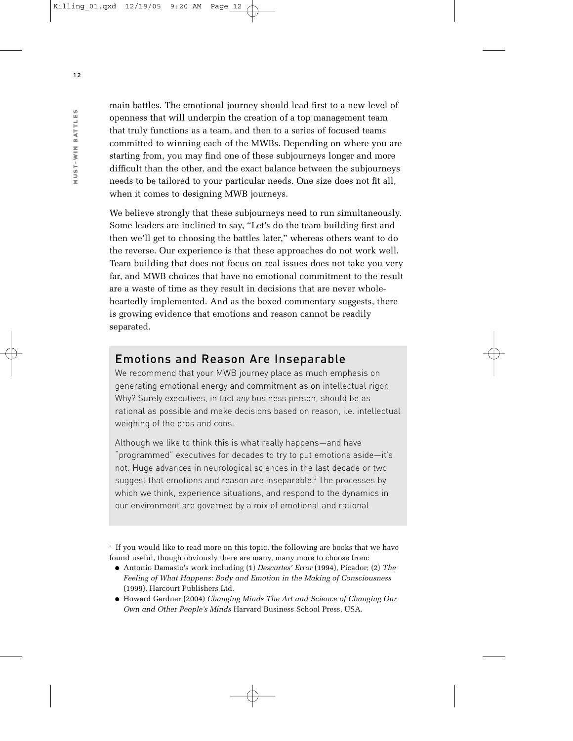main battles. The emotional journey should lead first to a new level of openness that will underpin the creation of a top management team that truly functions as a team, and then to a series of focused teams committed to winning each of the MWBs. Depending on where you are starting from, you may find one of these subjourneys longer and more difficult than the other, and the exact balance between the subjourneys needs to be tailored to your particular needs. One size does not fit all, when it comes to designing MWB journeys.

We believe strongly that these subjourneys need to run simultaneously. Some leaders are inclined to say, "Let's do the team building first and then we'll get to choosing the battles later," whereas others want to do the reverse. Our experience is that these approaches do not work well. Team building that does not focus on real issues does not take you very far, and MWB choices that have no emotional commitment to the result are a waste of time as they result in decisions that are never wholeheartedly implemented. And as the boxed commentary suggests, there is growing evidence that emotions and reason cannot be readily separated.

## Emotions and Reason Are Inseparable

We recommend that your MWB journey place as much emphasis on generating emotional energy and commitment as on intellectual rigor. Why? Surely executives, in fact *any* business person, should be as rational as possible and make decisions based on reason, i.e. intellectual weighing of the pros and cons.

Although we like to think this is what really happens—and have "programmed" executives for decades to try to put emotions aside—it's not. Huge advances in neurological sciences in the last decade or two suggest that emotions and reason are inseparable.[3] The processes by which we think, experience situations, and respond to the dynamics in our environment are governed by a mix of emotional and rational

[3] If you would like to read more on this topic, the following are books that we have found useful, though obviously there are many, many more to choose from:

- Antonio Damasio's work including (1) *Descartes' Error* (1994), Picador; (2) *The Feeling of What Happens: Body and Emotion in the Making of Consciousness* (1999), Harcourt Publishers Ltd.
- Howard Gardner (2004) *Changing Minds The Art and Science of Changing Our Own and Other People's Minds* Harvard Business School Press, USA.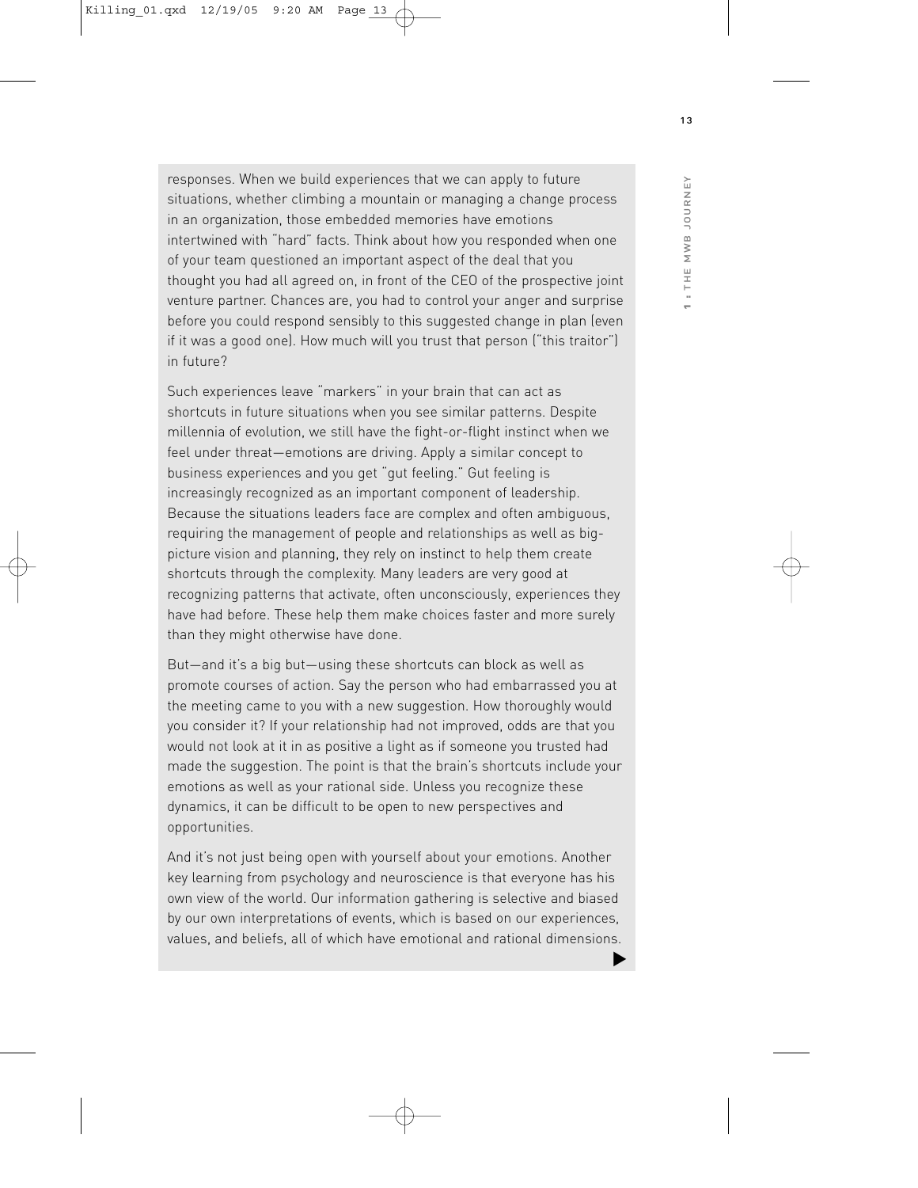responses. When we build experiences that we can apply to future situations, whether climbing a mountain or managing a change process in an organization, those embedded memories have emotions intertwined with "hard" facts. Think about how you responded when one of your team questioned an important aspect of the deal that you thought you had all agreed on, in front of the CEO of the prospective joint venture partner. Chances are, you had to control your anger and surprise before you could respond sensibly to this suggested change in plan (even if it was a good one). How much will you trust that person ("this traitor") in future?

Such experiences leave "markers" in your brain that can act as shortcuts in future situations when you see similar patterns. Despite millennia of evolution, we still have the fight-or-flight instinct when we feel under threat—emotions are driving. Apply a similar concept to business experiences and you get "gut feeling." Gut feeling is increasingly recognized as an important component of leadership. Because the situations leaders face are complex and often ambiguous, requiring the management of people and relationships as well as big-picture vision and planning, they rely on instinct to help them create shortcuts through the complexity. Many leaders are very good at recognizing patterns that activate, often unconsciously, experiences they have had before. These help them make choices faster and more surely than they might otherwise have done.

But—and it's a big but—using these shortcuts can block as well as promote courses of action. Say the person who had embarrassed you at the meeting came to you with a new suggestion. How thoroughly would you consider it? If your relationship had not improved, odds are that you would not look at it in as positive a light as if someone you trusted had made the suggestion. The point is that the brain's shortcuts include your emotions as well as your rational side. Unless you recognize these dynamics, it can be difficult to be open to new perspectives and opportunities.

And it's not just being open with yourself about your emotions. Another key learning from psychology and neuroscience is that everyone has his own view of the world. Our information gathering is selective and biased by our own interpretations of events, which is based on our experiences, values, and beliefs, all of which have emotional and rational dimensions.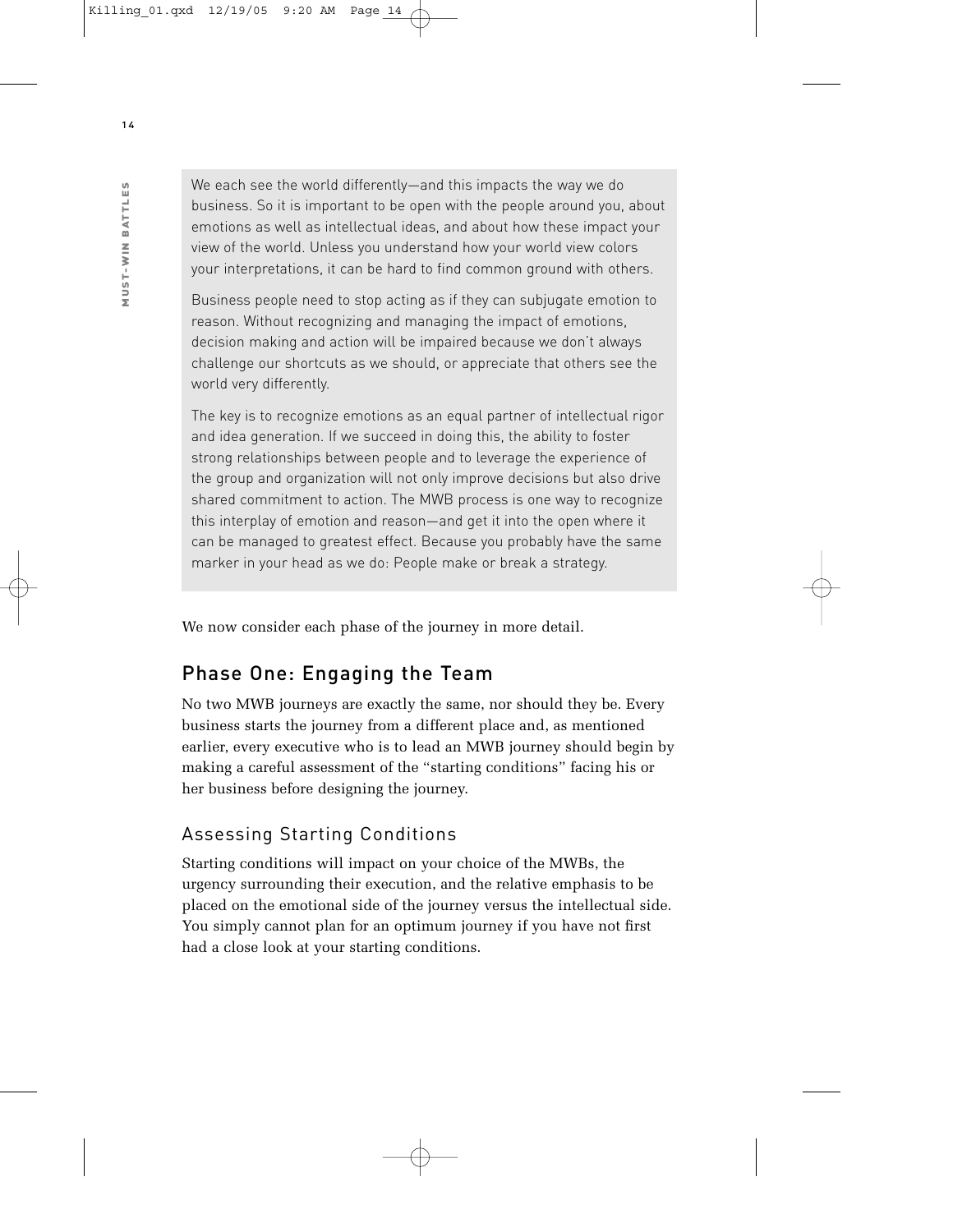We each see the world differently—and this impacts the way we do business. So it is important to be open with the people around you, about emotions as well as intellectual ideas, and about how these impact your view of the world. Unless you understand how your world view colors your interpretations, it can be hard to find common ground with others.

Business people need to stop acting as if they can subjugate emotion to reason. Without recognizing and managing the impact of emotions, decision making and action will be impaired because we don't always challenge our shortcuts as we should, or appreciate that others see the world very differently.

The key is to recognize emotions as an equal partner of intellectual rigor and idea generation. If we succeed in doing this, the ability to foster strong relationships between people and to leverage the experience of the group and organization will not only improve decisions but also drive shared commitment to action. The MWB process is one way to recognize this interplay of emotion and reason—and get it into the open where it can be managed to greatest effect. Because you probably have the same marker in your head as we do: People make or break a strategy.

We now consider each phase of the journey in more detail.

## Phase One: Engaging the Team

No two MWB journeys are exactly the same, nor should they be. Every business starts the journey from a different place and, as mentioned earlier, every executive who is to lead an MWB journey should begin by making a careful assessment of the "starting conditions" facing his or her business before designing the journey.

### Assessing Starting Conditions

Starting conditions will impact on your choice of the MWBs, the urgency surrounding their execution, and the relative emphasis to be placed on the emotional side of the journey versus the intellectual side. You simply cannot plan for an optimum journey if you have not first had a close look at your starting conditions.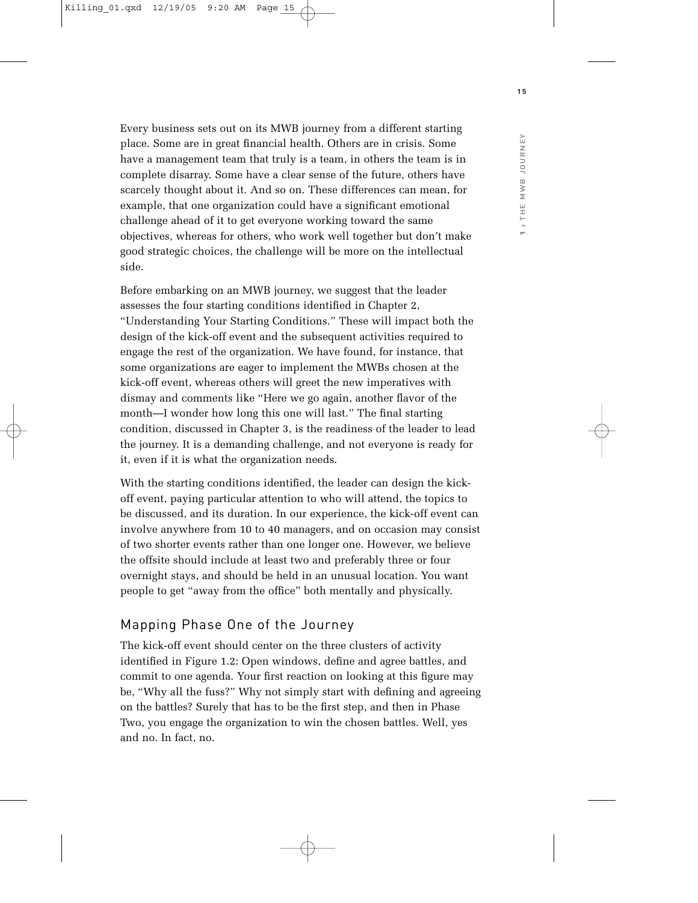Every business sets out on its MWB journey from a different starting place. Some are in great financial health. Others are in crisis. Some have a management team that truly is a team, in others the team is in complete disarray. Some have a clear sense of the future, others have scarcely thought about it. And so on. These differences can mean, for example, that one organization could have a significant emotional challenge ahead of it to get everyone working toward the same objectives, whereas for others, who work well together but don't make good strategic choices, the challenge will be more on the intellectual side.

Before embarking on an MWB journey, we suggest that the leader assesses the four starting conditions identified in Chapter 2, "Understanding Your Starting Conditions." These will impact both the design of the kick-off event and the subsequent activities required to engage the rest of the organization. We have found, for instance, that some organizations are eager to implement the MWBs chosen at the kick-off event, whereas others will greet the new imperatives with dismay and comments like "Here we go again, another flavor of the month—I wonder how long this one will last." The final starting condition, discussed in Chapter 3, is the readiness of the leader to lead the journey. It is a demanding challenge, and not everyone is ready for it, even if it is what the organization needs.

With the starting conditions identified, the leader can design the kick-off event, paying particular attention to who will attend, the topics to be discussed, and its duration. In our experience, the kick-off event can involve anywhere from 10 to 40 managers, and on occasion may consist of two shorter events rather than one longer one. However, we believe the offsite should include at least two and preferably three or four overnight stays, and should be held in an unusual location. You want people to get "away from the office" both mentally and physically.

## Mapping Phase One of the Journey

The kick-off event should center on the three clusters of activity identified in Figure 1.2: Open windows, define and agree battles, and commit to one agenda. Your first reaction on looking at this figure may be, "Why all the fuss?" Why not simply start with defining and agreeing on the battles? Surely that has to be the first step, and then in Phase Two, you engage the organization to win the chosen battles. Well, yes and no. In fact, no.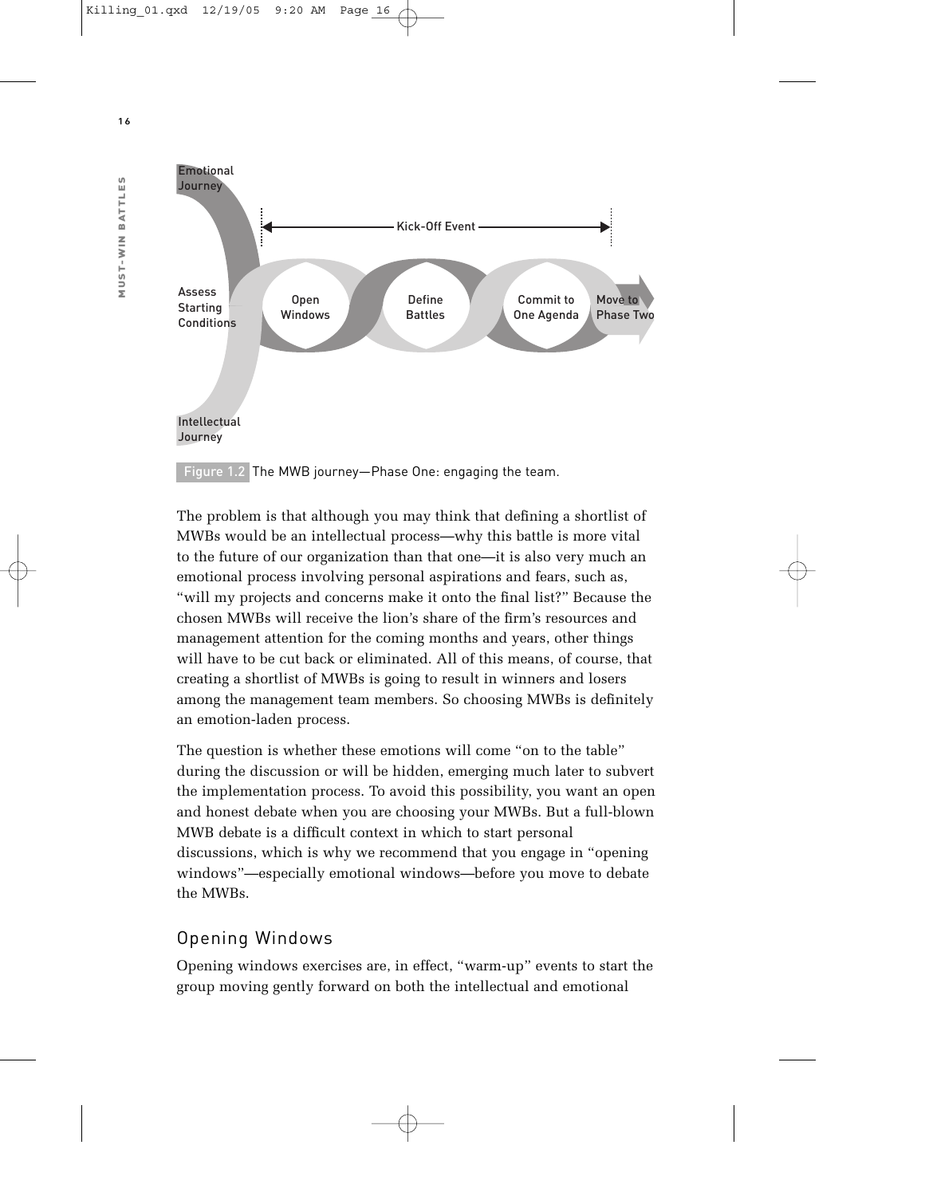Figure 1.2 The MWB journey—Phase One: engaging the team.

The problem is that although you may think that defining a shortlist of MWBs would be an intellectual process—why this battle is more vital to the future of our organization than that one—it is also very much an emotional process involving personal aspirations and fears, such as, "will my projects and concerns make it onto the final list?" Because the chosen MWBs will receive the lion's share of the firm's resources and management attention for the coming months and years, other things will have to be cut back or eliminated. All of this means, of course, that creating a shortlist of MWBs is going to result in winners and losers among the management team members. So choosing MWBs is definitely an emotion-laden process.

The question is whether these emotions will come "on to the table" during the discussion or will be hidden, emerging much later to subvert the implementation process. To avoid this possibility, you want an open and honest debate when you are choosing your MWBs. But a full-blown MWB debate is a difficult context in which to start personal discussions, which is why we recommend that you engage in "opening windows"—especially emotional windows—before you move to debate the MWBs.

## Opening Windows

Opening windows exercises are, in effect, "warm-up" events to start the group moving gently forward on both the intellectual and emotional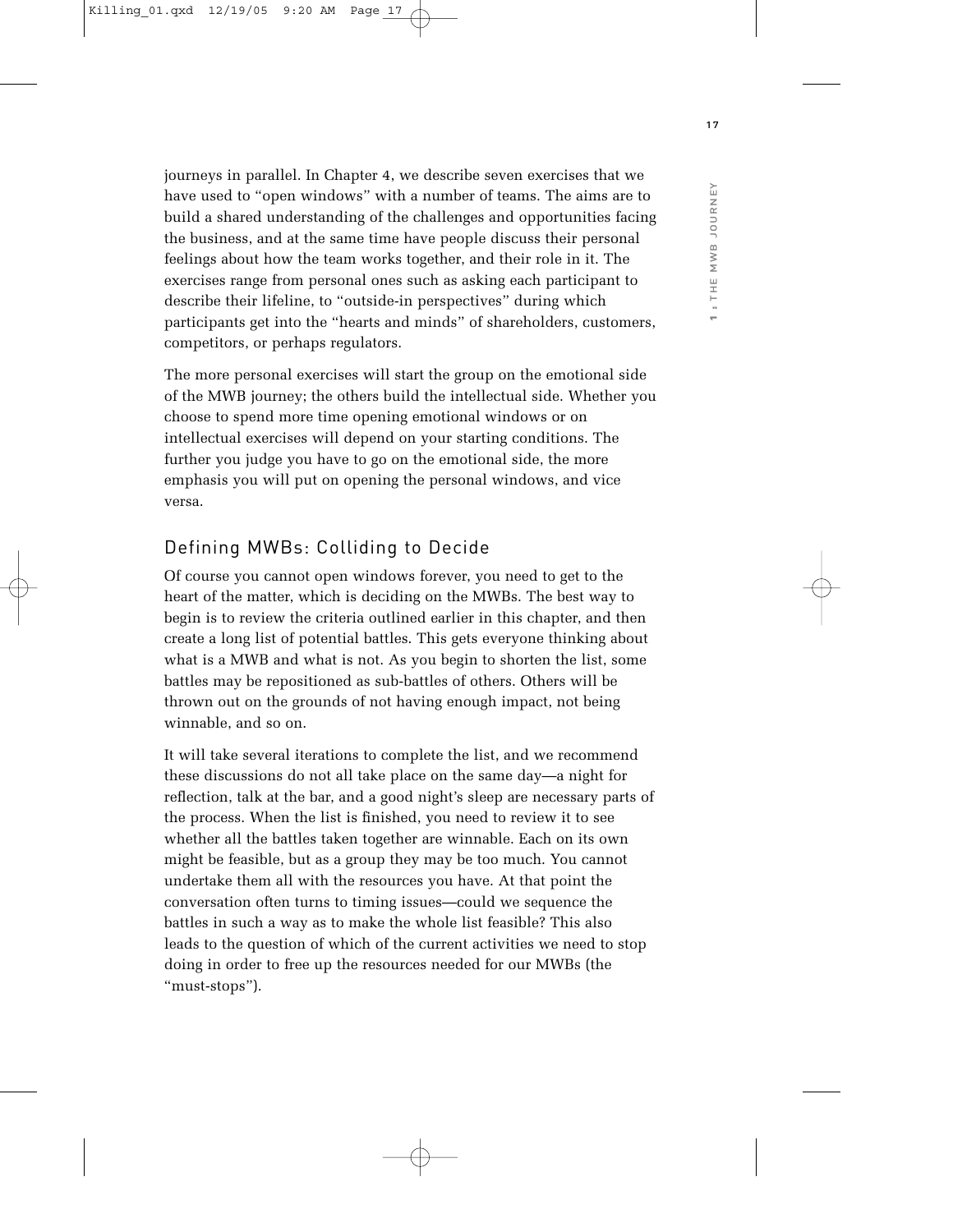journeys in parallel. In Chapter 4, we describe seven exercises that we have used to "open windows" with a number of teams. The aims are to build a shared understanding of the challenges and opportunities facing the business, and at the same time have people discuss their personal feelings about how the team works together, and their role in it. The exercises range from personal ones such as asking each participant to describe their lifeline, to "outside-in perspectives" during which participants get into the "hearts and minds" of shareholders, customers, competitors, or perhaps regulators.

The more personal exercises will start the group on the emotional side of the MWB journey; the others build the intellectual side. Whether you choose to spend more time opening emotional windows or on intellectual exercises will depend on your starting conditions. The further you judge you have to go on the emotional side, the more emphasis you will put on opening the personal windows, and vice versa.

## Defining MWBs: Colliding to Decide

Of course you cannot open windows forever, you need to get to the heart of the matter, which is deciding on the MWBs. The best way to begin is to review the criteria outlined earlier in this chapter, and then create a long list of potential battles. This gets everyone thinking about what is a MWB and what is not. As you begin to shorten the list, some battles may be repositioned as sub-battles of others. Others will be thrown out on the grounds of not having enough impact, not being winnable, and so on.

It will take several iterations to complete the list, and we recommend these discussions do not all take place on the same day—a night for reflection, talk at the bar, and a good night's sleep are necessary parts of the process. When the list is finished, you need to review it to see whether all the battles taken together are winnable. Each on its own might be feasible, but as a group they may be too much. You cannot undertake them all with the resources you have. At that point the conversation often turns to timing issues—could we sequence the battles in such a way as to make the whole list feasible? This also leads to the question of which of the current activities we need to stop doing in order to free up the resources needed for our MWBs (the "must-stops").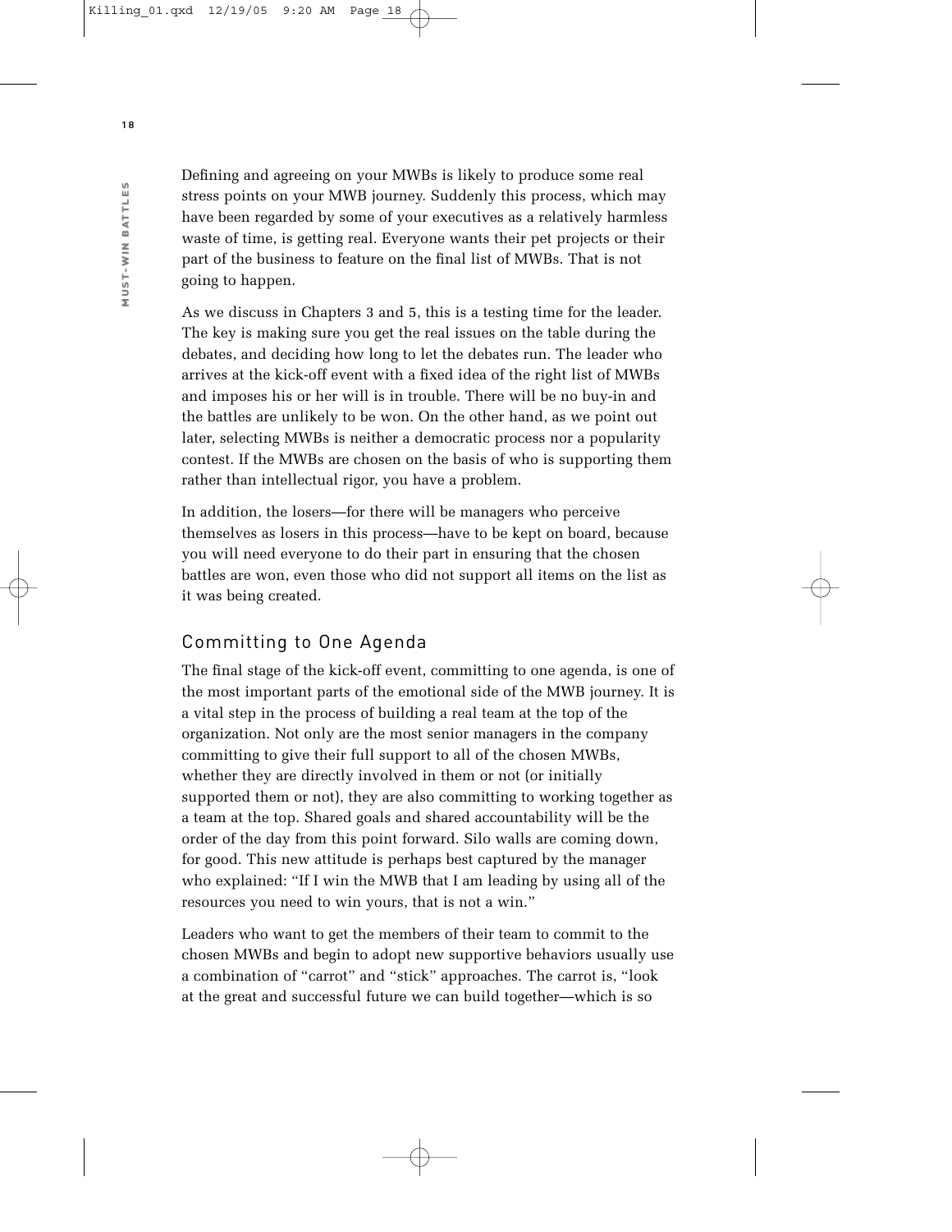Defining and agreeing on your MWBs is likely to produce some real stress points on your MWB journey. Suddenly this process, which may have been regarded by some of your executives as a relatively harmless waste of time, is getting real. Everyone wants their pet projects or their part of the business to feature on the final list of MWBs. That is not going to happen.

As we discuss in Chapters 3 and 5, this is a testing time for the leader. The key is making sure you get the real issues on the table during the debates, and deciding how long to let the debates run. The leader who arrives at the kick-off event with a fixed idea of the right list of MWBs and imposes his or her will is in trouble. There will be no buy-in and the battles are unlikely to be won. On the other hand, as we point out later, selecting MWBs is neither a democratic process nor a popularity contest. If the MWBs are chosen on the basis of who is supporting them rather than intellectual rigor, you have a problem.

In addition, the losers—for there will be managers who perceive themselves as losers in this process—have to be kept on board, because you will need everyone to do their part in ensuring that the chosen battles are won, even those who did not support all items on the list as it was being created.

## Committing to One Agenda

The final stage of the kick-off event, committing to one agenda, is one of the most important parts of the emotional side of the MWB journey. It is a vital step in the process of building a real team at the top of the organization. Not only are the most senior managers in the company committing to give their full support to all of the chosen MWBs, whether they are directly involved in them or not (or initially supported them or not), they are also committing to working together as a team at the top. Shared goals and shared accountability will be the order of the day from this point forward. Silo walls are coming down, for good. This new attitude is perhaps best captured by the manager who explained: "If I win the MWB that I am leading by using all of the resources you need to win yours, that is not a win."

Leaders who want to get the members of their team to commit to the chosen MWBs and begin to adopt new supportive behaviors usually use a combination of "carrot" and "stick" approaches. The carrot is, "look at the great and successful future we can build together—which is so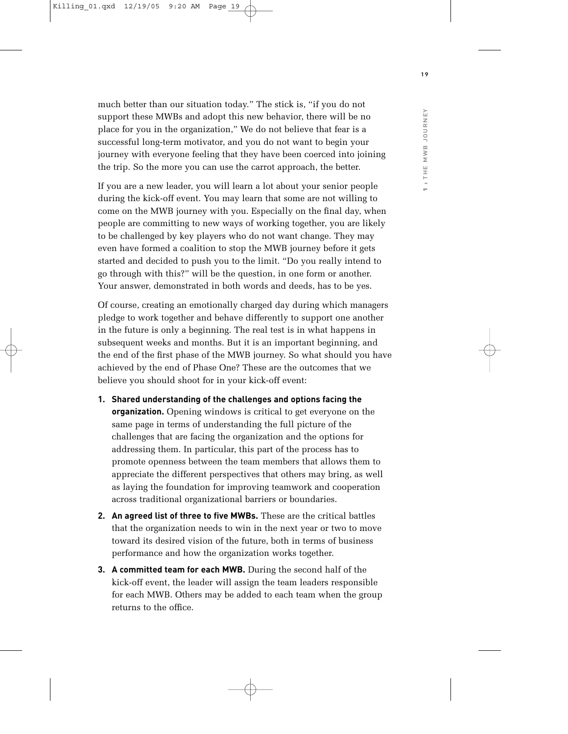much better than our situation today." The stick is, "if you do not support these MWBs and adopt this new behavior, there will be no place for you in the organization," We do not believe that fear is a successful long-term motivator, and you do not want to begin your journey with everyone feeling that they have been coerced into joining the trip. So the more you can use the carrot approach, the better.

If you are a new leader, you will learn a lot about your senior people during the kick-off event. You may learn that some are not willing to come on the MWB journey with you. Especially on the final day, when people are committing to new ways of working together, you are likely to be challenged by key players who do not want change. They may even have formed a coalition to stop the MWB journey before it gets started and decided to push you to the limit. "Do you really intend to go through with this?" will be the question, in one form or another. Your answer, demonstrated in both words and deeds, has to be yes.

Of course, creating an emotionally charged day during which managers pledge to work together and behave differently to support one another in the future is only a beginning. The real test is in what happens in subsequent weeks and months. But it is an important beginning, and the end of the first phase of the MWB journey. So what should you have achieved by the end of Phase One? These are the outcomes that we believe you should shoot for in your kick-off event:

1. **Shared understanding of the challenges and options facing the organization.** Opening windows is critical to get everyone on the same page in terms of understanding the full picture of the challenges that are facing the organization and the options for addressing them. In particular, this part of the process has to promote openness between the team members that allows them to appreciate the different perspectives that others may bring, as well as laying the foundation for improving teamwork and cooperation across traditional organizational barriers or boundaries.
2. **An agreed list of three to five MWBs.** These are the critical battles that the organization needs to win in the next year or two to move toward its desired vision of the future, both in terms of business performance and how the organization works together.
3. **A committed team for each MWB.** During the second half of the kick-off event, the leader will assign the team leaders responsible for each MWB. Others may be added to each team when the group returns to the office.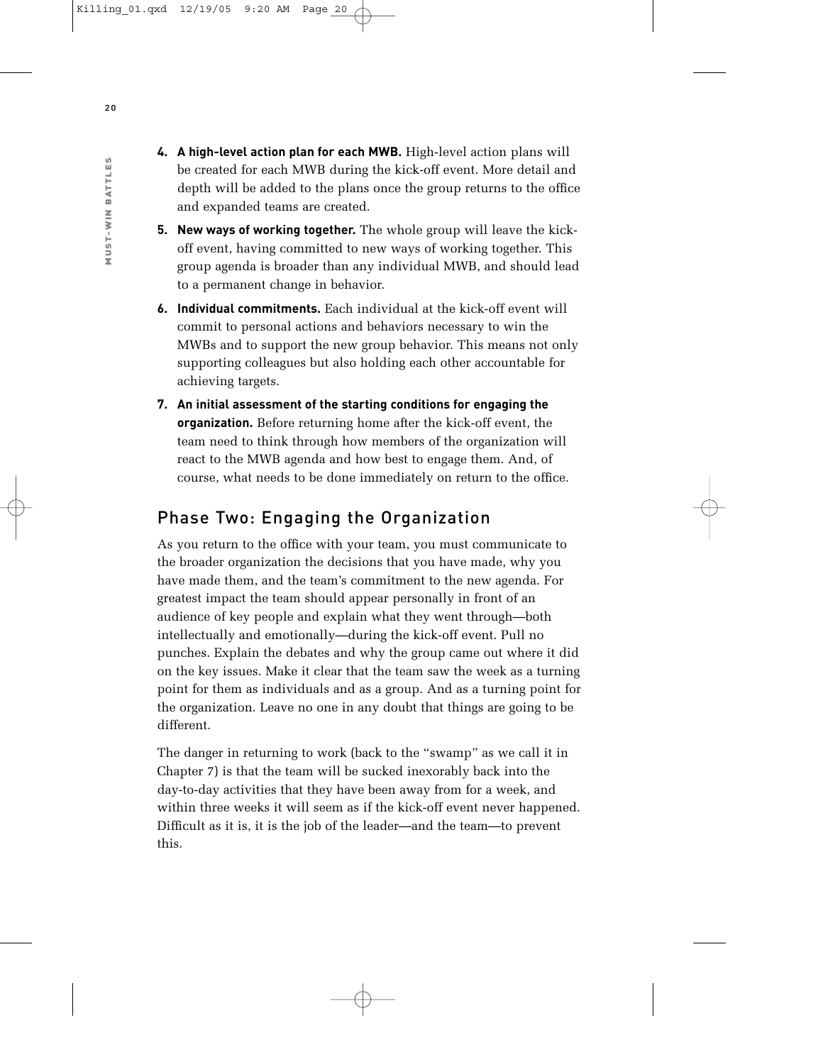4. **A high-level action plan for each MWB.** High-level action plans will be created for each MWB during the kick-off event. More detail and depth will be added to the plans once the group returns to the office and expanded teams are created.
5. **New ways of working together.** The whole group will leave the kick-off event, having committed to new ways of working together. This group agenda is broader than any individual MWB, and should lead to a permanent change in behavior.
6. **Individual commitments.** Each individual at the kick-off event will commit to personal actions and behaviors necessary to win the MWBs and to support the new group behavior. This means not only supporting colleagues but also holding each other accountable for achieving targets.
7. **An initial assessment of the starting conditions for engaging the organization.** Before returning home after the kick-off event, the team need to think through how members of the organization will react to the MWB agenda and how best to engage them. And, of course, what needs to be done immediately on return to the office.

## Phase Two: Engaging the Organization

As you return to the office with your team, you must communicate to the broader organization the decisions that you have made, why you have made them, and the team's commitment to the new agenda. For greatest impact the team should appear personally in front of an audience of key people and explain what they went through—both intellectually and emotionally—during the kick-off event. Pull no punches. Explain the debates and why the group came out where it did on the key issues. Make it clear that the team saw the week as a turning point for them as individuals and as a group. And as a turning point for the organization. Leave no one in any doubt that things are going to be different.

The danger in returning to work (back to the "swamp" as we call it in Chapter 7) is that the team will be sucked inexorably back into the day-to-day activities that they have been away from for a week, and within three weeks it will seem as if the kick-off event never happened. Difficult as it is, it is the job of the leader—and the team—to prevent this.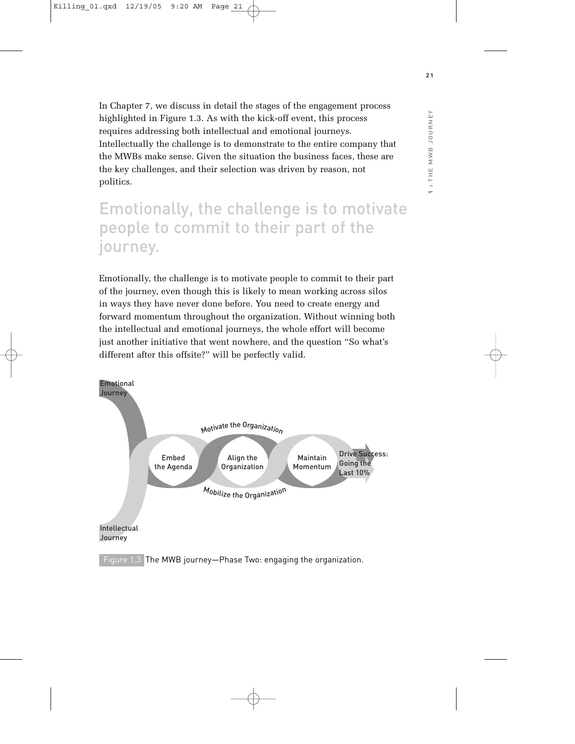In Chapter 7, we discuss in detail the stages of the engagement process highlighted in Figure 1.3. As with the kick-off event, this process requires addressing both intellectual and emotional journeys. Intellectually the challenge is to demonstrate to the entire company that the MWBs make sense. Given the situation the business faces, these are the key challenges, and their selection was driven by reason, not politics.

> Emotionally, the challenge is to motivate people to commit to their part of the journey.

Emotionally, the challenge is to motivate people to commit to their part of the journey, even though this is likely to mean working across silos in ways they have never done before. You need to create energy and forward momentum throughout the organization. Without winning both the intellectual and emotional journeys, the whole effort will become just another initiative that went nowhere, and the question "So what's different after this offsite?" will be perfectly valid.

Emotional Journey

Motivate the Organization

Embed the Agenda

Align the Organization

Maintain Momentum

Drive Success: Going the Last 10%

Mobilize the Organization

Intellectual Journey

Figure 1.3 The MWB journey—Phase Two: engaging the organization.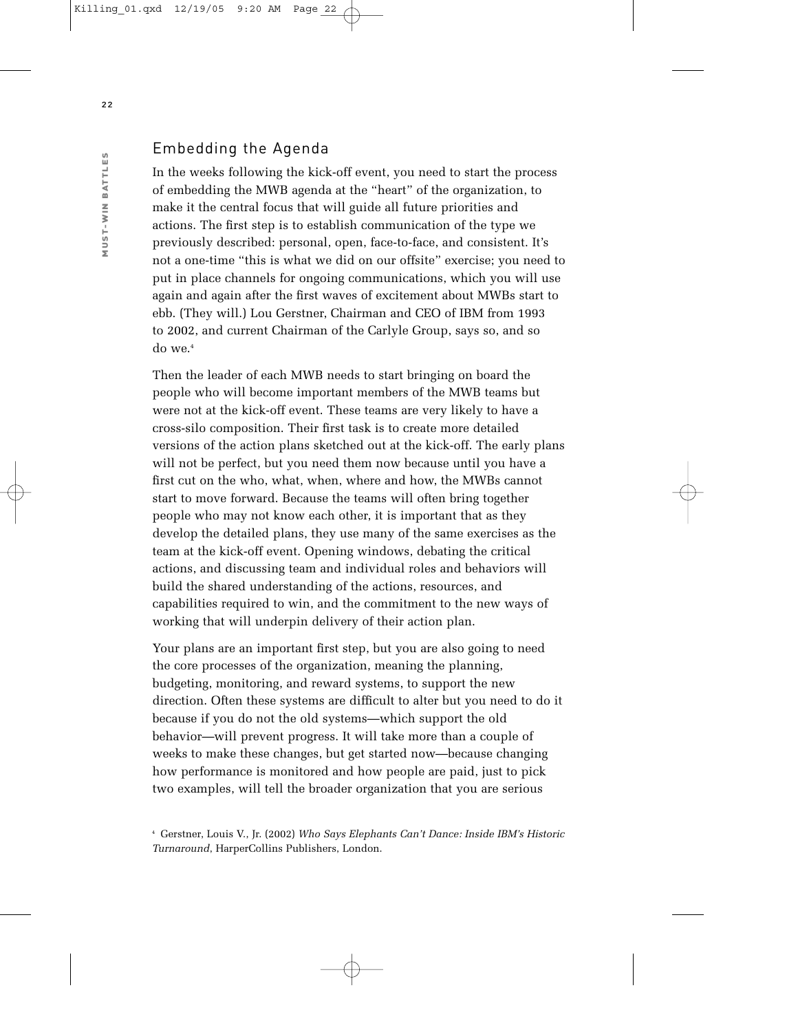## Embedding the Agenda

In the weeks following the kick-off event, you need to start the process of embedding the MWB agenda at the "heart" of the organization, to make it the central focus that will guide all future priorities and actions. The first step is to establish communication of the type we previously described: personal, open, face-to-face, and consistent. It's not a one-time "this is what we did on our offsite" exercise; you need to put in place channels for ongoing communications, which you will use again and again after the first waves of excitement about MWBs start to ebb. (They will.) Lou Gerstner, Chairman and CEO of IBM from 1993 to 2002, and current Chairman of the Carlyle Group, says so, and so do we.[4]

Then the leader of each MWB needs to start bringing on board the people who will become important members of the MWB teams but were not at the kick-off event. These teams are very likely to have a cross-silo composition. Their first task is to create more detailed versions of the action plans sketched out at the kick-off. The early plans will not be perfect, but you need them now because until you have a first cut on the who, what, when, where and how, the MWBs cannot start to move forward. Because the teams will often bring together people who may not know each other, it is important that as they develop the detailed plans, they use many of the same exercises as the team at the kick-off event. Opening windows, debating the critical actions, and discussing team and individual roles and behaviors will build the shared understanding of the actions, resources, and capabilities required to win, and the commitment to the new ways of working that will underpin delivery of their action plan.

Your plans are an important first step, but you are also going to need the core processes of the organization, meaning the planning, budgeting, monitoring, and reward systems, to support the new direction. Often these systems are difficult to alter but you need to do it because if you do not the old systems—which support the old behavior—will prevent progress. It will take more than a couple of weeks to make these changes, but get started now—because changing how performance is monitored and how people are paid, just to pick two examples, will tell the broader organization that you are serious

[4] Gerstner, Louis V., Jr. (2002) *Who Says Elephants Can't Dance: Inside IBM's Historic Turnaround*, HarperCollins Publishers, London.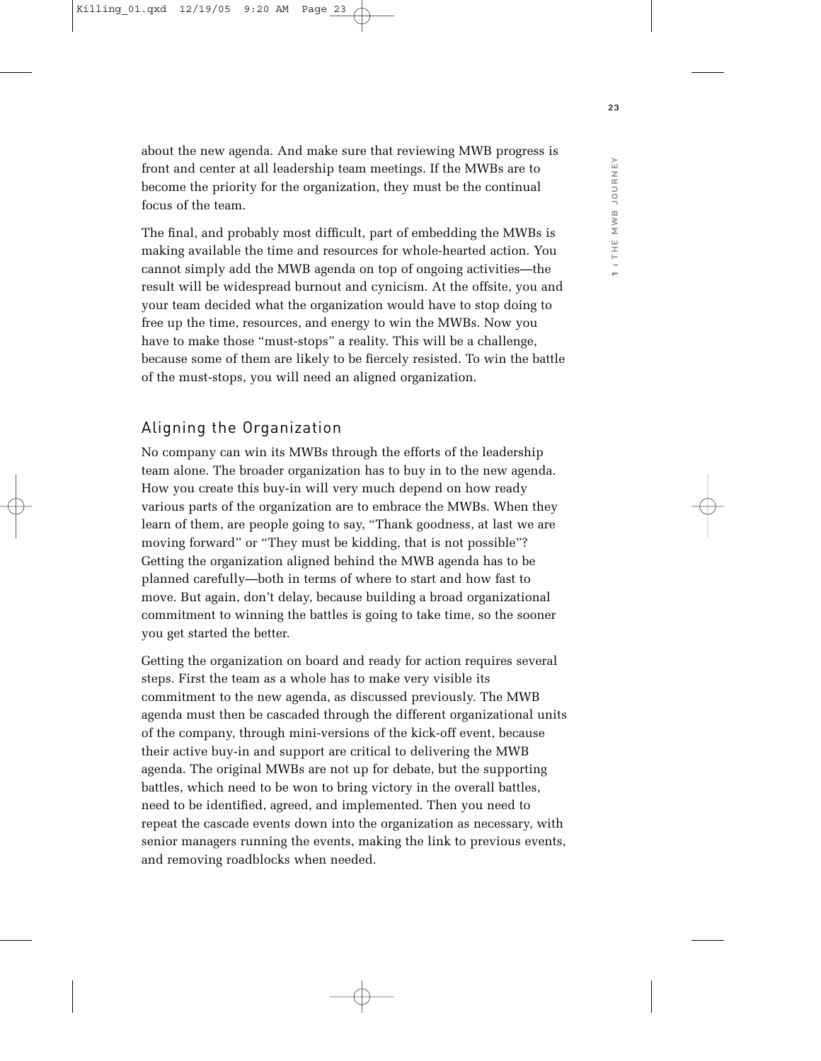about the new agenda. And make sure that reviewing MWB progress is front and center at all leadership team meetings. If the MWBs are to become the priority for the organization, they must be the continual focus of the team.

The final, and probably most difficult, part of embedding the MWBs is making available the time and resources for whole-hearted action. You cannot simply add the MWB agenda on top of ongoing activities—the result will be widespread burnout and cynicism. At the offsite, you and your team decided what the organization would have to stop doing to free up the time, resources, and energy to win the MWBs. Now you have to make those "must-stops" a reality. This will be a challenge, because some of them are likely to be fiercely resisted. To win the battle of the must-stops, you will need an aligned organization.

## Aligning the Organization

No company can win its MWBs through the efforts of the leadership team alone. The broader organization has to buy in to the new agenda. How you create this buy-in will very much depend on how ready various parts of the organization are to embrace the MWBs. When they learn of them, are people going to say, "Thank goodness, at last we are moving forward" or "They must be kidding, that is not possible"? Getting the organization aligned behind the MWB agenda has to be planned carefully—both in terms of where to start and how fast to move. But again, don't delay, because building a broad organizational commitment to winning the battles is going to take time, so the sooner you get started the better.

Getting the organization on board and ready for action requires several steps. First the team as a whole has to make very visible its commitment to the new agenda, as discussed previously. The MWB agenda must then be cascaded through the different organizational units of the company, through mini-versions of the kick-off event, because their active buy-in and support are critical to delivering the MWB agenda. The original MWBs are not up for debate, but the supporting battles, which need to be won to bring victory in the overall battles, need to be identified, agreed, and implemented. Then you need to repeat the cascade events down into the organization as necessary, with senior managers running the events, making the link to previous events, and removing roadblocks when needed.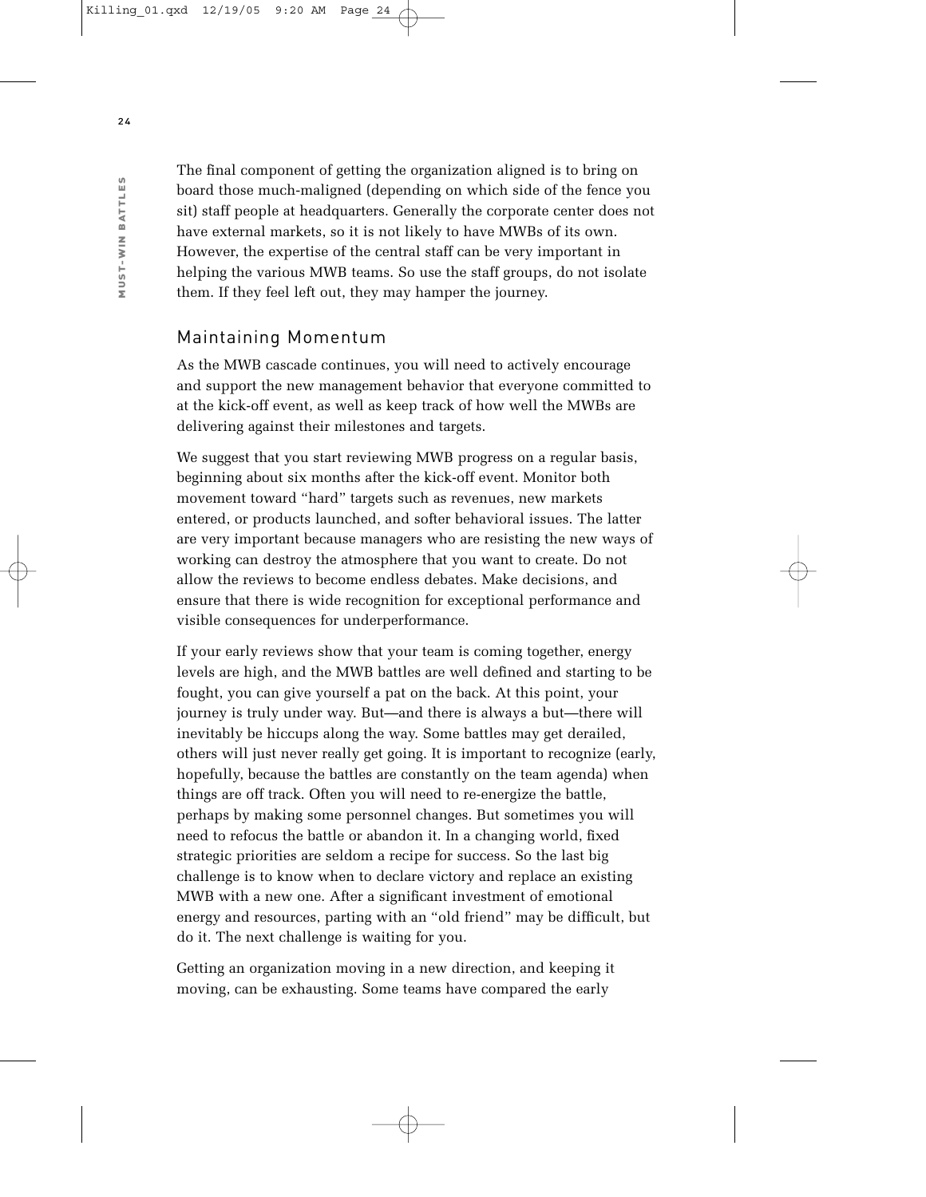The final component of getting the organization aligned is to bring on board those much-maligned (depending on which side of the fence you sit) staff people at headquarters. Generally the corporate center does not have external markets, so it is not likely to have MWBs of its own. However, the expertise of the central staff can be very important in helping the various MWB teams. So use the staff groups, do not isolate them. If they feel left out, they may hamper the journey.

## Maintaining Momentum

As the MWB cascade continues, you will need to actively encourage and support the new management behavior that everyone committed to at the kick-off event, as well as keep track of how well the MWBs are delivering against their milestones and targets.

We suggest that you start reviewing MWB progress on a regular basis, beginning about six months after the kick-off event. Monitor both movement toward "hard" targets such as revenues, new markets entered, or products launched, and softer behavioral issues. The latter are very important because managers who are resisting the new ways of working can destroy the atmosphere that you want to create. Do not allow the reviews to become endless debates. Make decisions, and ensure that there is wide recognition for exceptional performance and visible consequences for underperformance.

If your early reviews show that your team is coming together, energy levels are high, and the MWB battles are well defined and starting to be fought, you can give yourself a pat on the back. At this point, your journey is truly under way. But—and there is always a but—there will inevitably be hiccups along the way. Some battles may get derailed, others will just never really get going. It is important to recognize (early, hopefully, because the battles are constantly on the team agenda) when things are off track. Often you will need to re-energize the battle, perhaps by making some personnel changes. But sometimes you will need to refocus the battle or abandon it. In a changing world, fixed strategic priorities are seldom a recipe for success. So the last big challenge is to know when to declare victory and replace an existing MWB with a new one. After a significant investment of emotional energy and resources, parting with an "old friend" may be difficult, but do it. The next challenge is waiting for you.

Getting an organization moving in a new direction, and keeping it moving, can be exhausting. Some teams have compared the early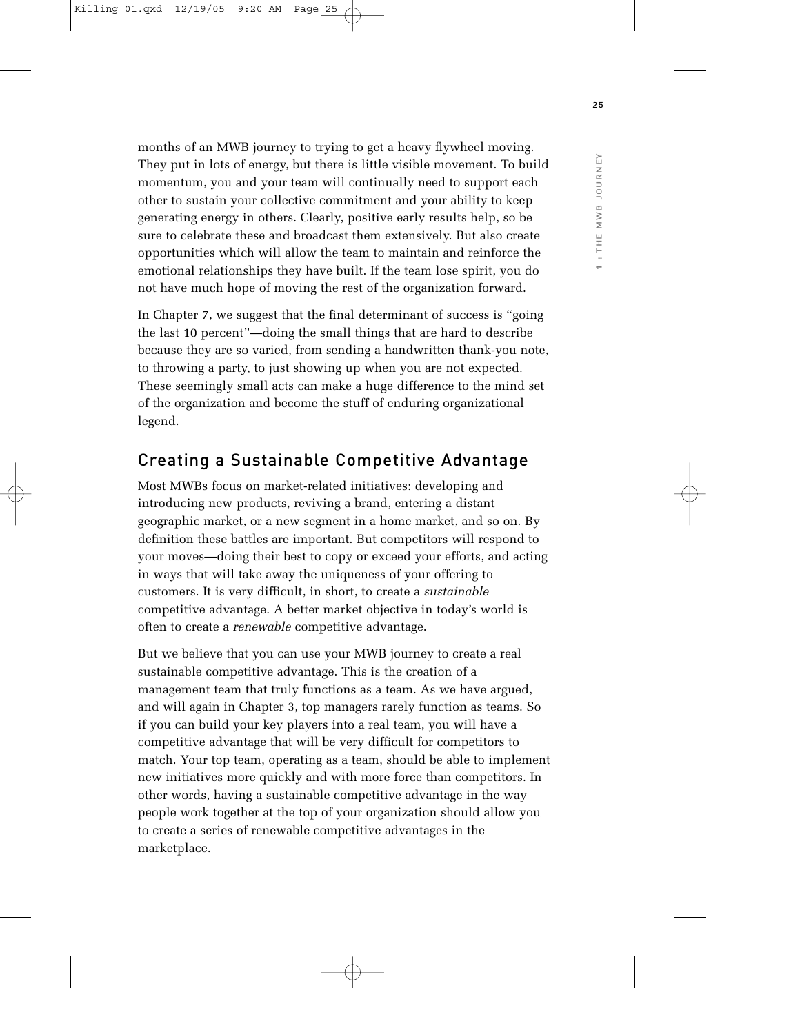months of an MWB journey to trying to get a heavy flywheel moving. They put in lots of energy, but there is little visible movement. To build momentum, you and your team will continually need to support each other to sustain your collective commitment and your ability to keep generating energy in others. Clearly, positive early results help, so be sure to celebrate these and broadcast them extensively. But also create opportunities which will allow the team to maintain and reinforce the emotional relationships they have built. If the team lose spirit, you do not have much hope of moving the rest of the organization forward.

In Chapter 7, we suggest that the final determinant of success is "going the last 10 percent"—doing the small things that are hard to describe because they are so varied, from sending a handwritten thank-you note, to throwing a party, to just showing up when you are not expected. These seemingly small acts can make a huge difference to the mind set of the organization and become the stuff of enduring organizational legend.

## Creating a Sustainable Competitive Advantage

Most MWBs focus on market-related initiatives: developing and introducing new products, reviving a brand, entering a distant geographic market, or a new segment in a home market, and so on. By definition these battles are important. But competitors will respond to your moves—doing their best to copy or exceed your efforts, and acting in ways that will take away the uniqueness of your offering to customers. It is very difficult, in short, to create a *sustainable* competitive advantage. A better market objective in today's world is often to create a *renewable* competitive advantage.

But we believe that you can use your MWB journey to create a real sustainable competitive advantage. This is the creation of a management team that truly functions as a team. As we have argued, and will again in Chapter 3, top managers rarely function as teams. So if you can build your key players into a real team, you will have a competitive advantage that will be very difficult for competitors to match. Your top team, operating as a team, should be able to implement new initiatives more quickly and with more force than competitors. In other words, having a sustainable competitive advantage in the way people work together at the top of your organization should allow you to create a series of renewable competitive advantages in the marketplace.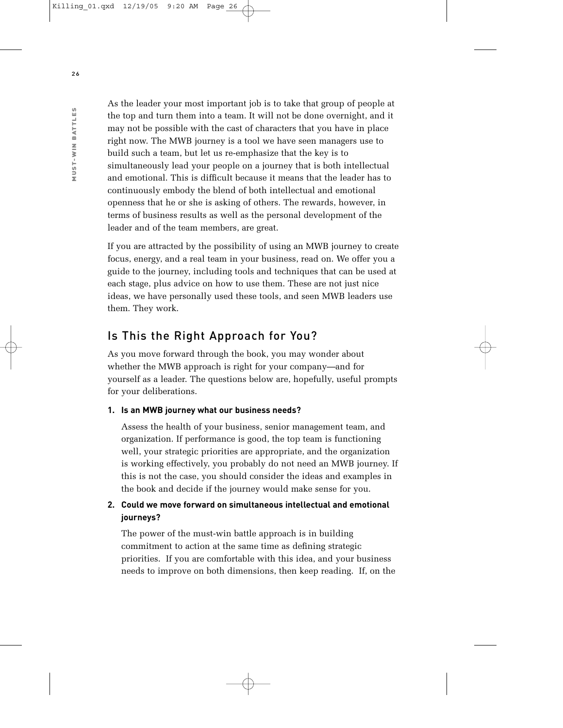As the leader your most important job is to take that group of people at the top and turn them into a team. It will not be done overnight, and it may not be possible with the cast of characters that you have in place right now. The MWB journey is a tool we have seen managers use to build such a team, but let us re-emphasize that the key is to simultaneously lead your people on a journey that is both intellectual and emotional. This is difficult because it means that the leader has to continuously embody the blend of both intellectual and emotional openness that he or she is asking of others. The rewards, however, in terms of business results as well as the personal development of the leader and of the team members, are great.

If you are attracted by the possibility of using an MWB journey to create focus, energy, and a real team in your business, read on. We offer you a guide to the journey, including tools and techniques that can be used at each stage, plus advice on how to use them. These are not just nice ideas, we have personally used these tools, and seen MWB leaders use them. They work.

## Is This the Right Approach for You?

As you move forward through the book, you may wonder about whether the MWB approach is right for your company—and for yourself as a leader. The questions below are, hopefully, useful prompts for your deliberations.

1. **Is an MWB journey what our business needs?**

   Assess the health of your business, senior management team, and organization. If performance is good, the top team is functioning well, your strategic priorities are appropriate, and the organization is working effectively, you probably do not need an MWB journey. If this is not the case, you should consider the ideas and examples in the book and decide if the journey would make sense for you.

2. **Could we move forward on simultaneous intellectual and emotional journeys?**

   The power of the must-win battle approach is in building commitment to action at the same time as defining strategic priorities. If you are comfortable with this idea, and your business needs to improve on both dimensions, then keep reading. If, on the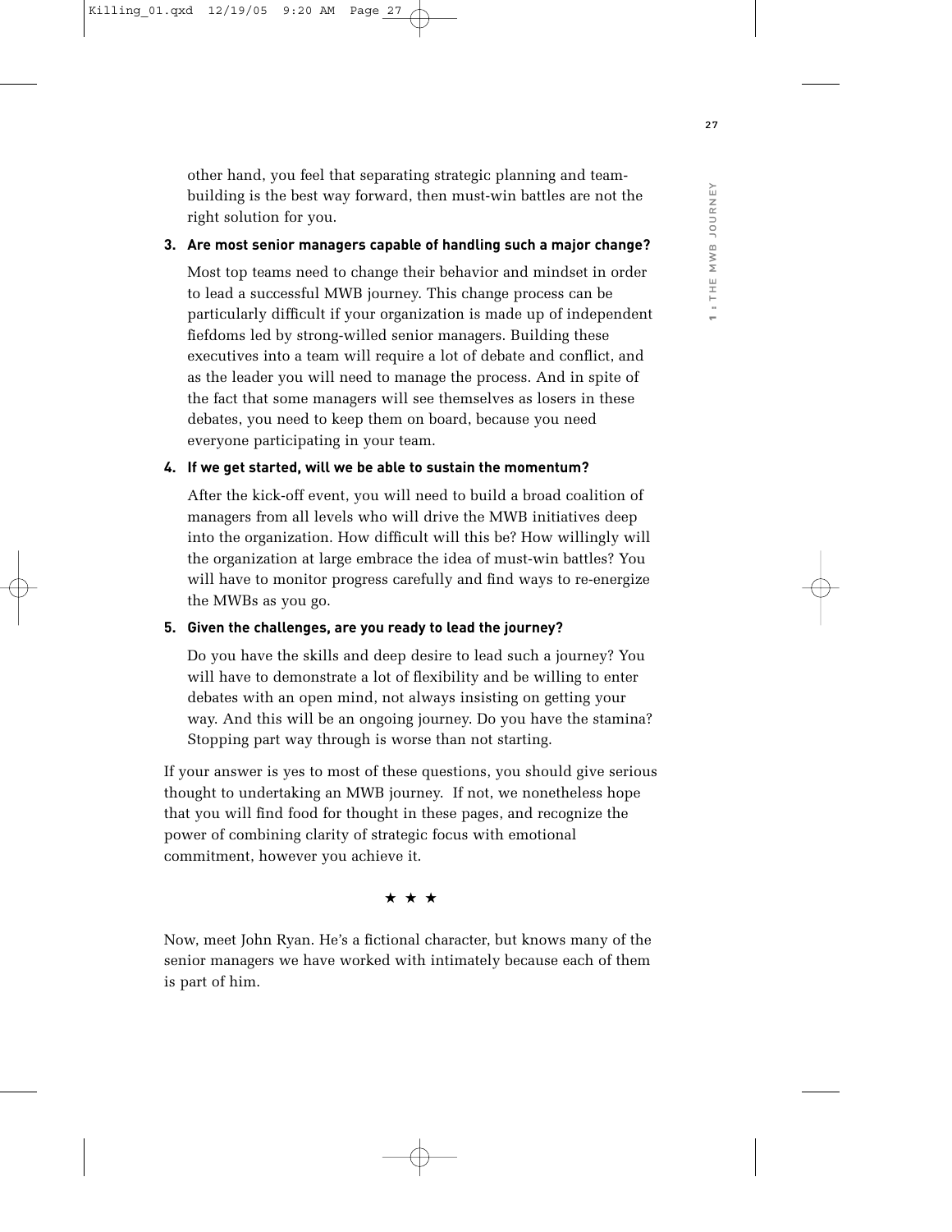other hand, you feel that separating strategic planning and team-building is the best way forward, then must-win battles are not the right solution for you.

**3. Are most senior managers capable of handling such a major change?**

Most top teams need to change their behavior and mindset in order to lead a successful MWB journey. This change process can be particularly difficult if your organization is made up of independent fiefdoms led by strong-willed senior managers. Building these executives into a team will require a lot of debate and conflict, and as the leader you will need to manage the process. And in spite of the fact that some managers will see themselves as losers in these debates, you need to keep them on board, because you need everyone participating in your team.

**4. If we get started, will we be able to sustain the momentum?**

After the kick-off event, you will need to build a broad coalition of managers from all levels who will drive the MWB initiatives deep into the organization. How difficult will this be? How willingly will the organization at large embrace the idea of must-win battles? You will have to monitor progress carefully and find ways to re-energize the MWBs as you go.

**5. Given the challenges, are you ready to lead the journey?**

Do you have the skills and deep desire to lead such a journey? You will have to demonstrate a lot of flexibility and be willing to enter debates with an open mind, not always insisting on getting your way. And this will be an ongoing journey. Do you have the stamina? Stopping part way through is worse than not starting.

If your answer is yes to most of these questions, you should give serious thought to undertaking an MWB journey. If not, we nonetheless hope that you will find food for thought in these pages, and recognize the power of combining clarity of strategic focus with emotional commitment, however you achieve it.

★ ★ ★

Now, meet John Ryan. He's a fictional character, but knows many of the senior managers we have worked with intimately because each of them is part of him.